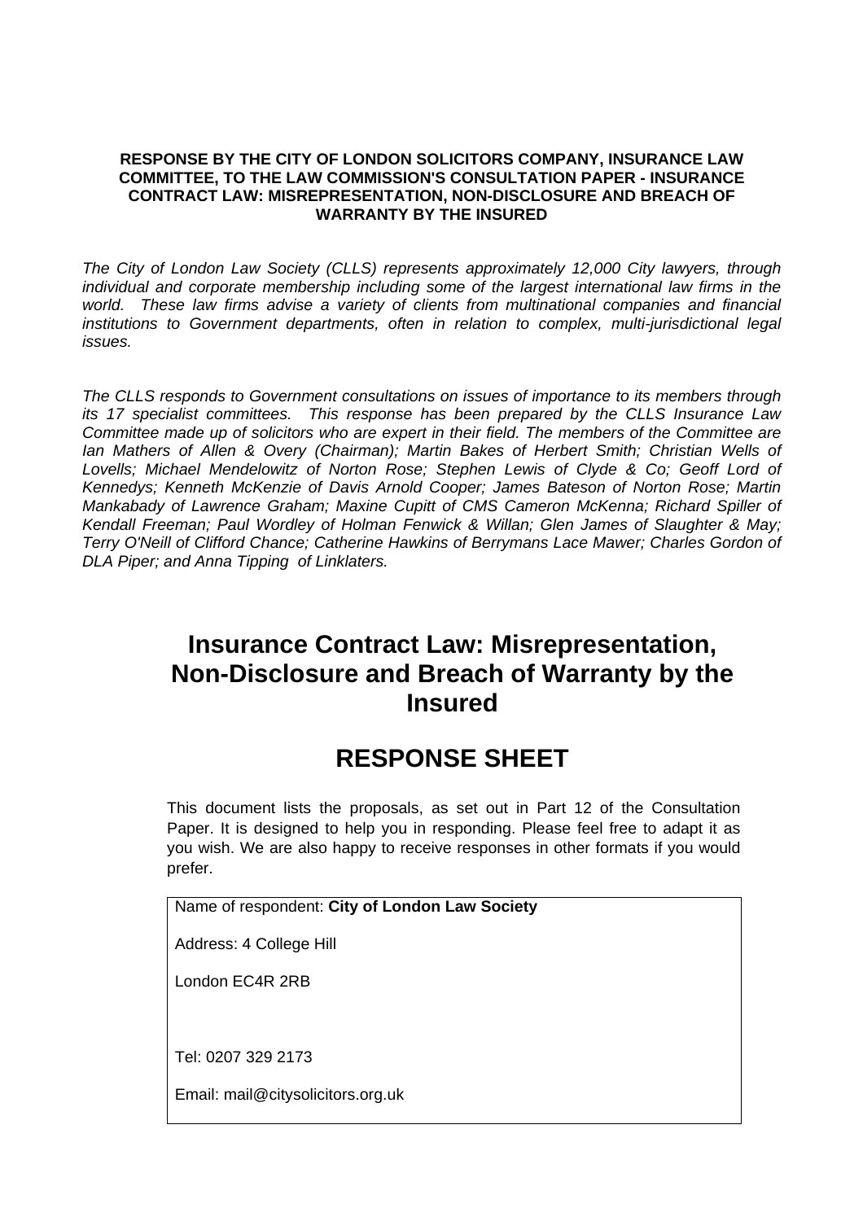**RESPONSE BY THE CITY OF LONDON SOLICITORS COMPANY, INSURANCE LAW COMMITTEE, TO THE LAW COMMISSION'S CONSULTATION PAPER - INSURANCE CONTRACT LAW: MISREPRESENTATION, NON-DISCLOSURE AND BREACH OF WARRANTY BY THE INSURED**

*The City of London Law Society (CLLS) represents approximately 12,000 City lawyers, through individual and corporate membership including some of the largest international law firms in the world. These law firms advise a variety of clients from multinational companies and financial institutions to Government departments, often in relation to complex, multi-jurisdictional legal issues.*

*The CLLS responds to Government consultations on issues of importance to its members through its 17 specialist committees. This response has been prepared by the CLLS Insurance Law Committee made up of solicitors who are expert in their field. The members of the Committee are Ian Mathers of Allen & Overy (Chairman); Martin Bakes of Herbert Smith; Christian Wells of Lovells; Michael Mendelowitz of Norton Rose; Stephen Lewis of Clyde & Co; Geoff Lord of Kennedys; Kenneth McKenzie of Davis Arnold Cooper; James Bateson of Norton Rose; Martin Mankabady of Lawrence Graham; Maxine Cupitt of CMS Cameron McKenna; Richard Spiller of Kendall Freeman; Paul Wordley of Holman Fenwick & Willan; Glen James of Slaughter & May; Terry O'Neill of Clifford Chance; Catherine Hawkins of Berrymans Lace Mawer; Charles Gordon of DLA Piper; and Anna Tipping of Linklaters.*

# Insurance Contract Law: Misrepresentation, Non-Disclosure and Breach of Warranty by the Insured

# RESPONSE SHEET

This document lists the proposals, as set out in Part 12 of the Consultation Paper. It is designed to help you in responding. Please feel free to adapt it as you wish. We are also happy to receive responses in other formats if you would prefer.

Name of respondent: **City of London Law Society**

Address: 4 College Hill

London EC4R 2RB

Tel: 0207 329 2173

Email: mail@citysolicitors.org.uk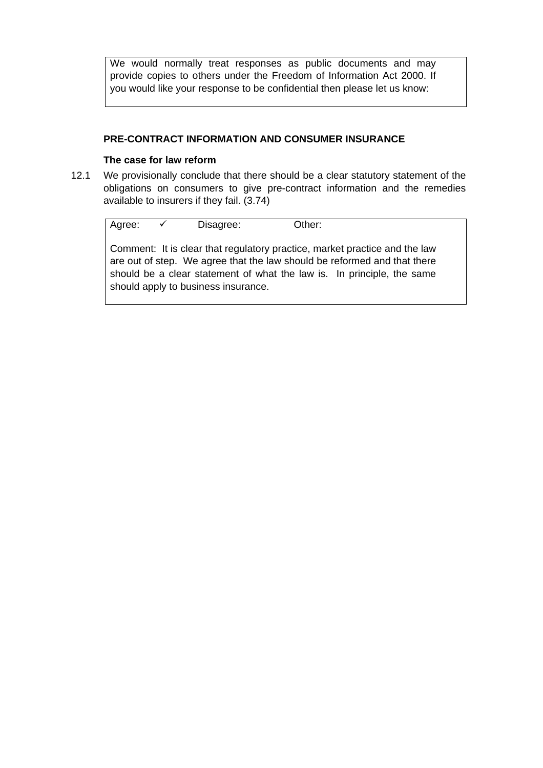We would normally treat responses as public documents and may provide copies to others under the Freedom of Information Act 2000. If you would like your response to be confidential then please let us know:

**PRE-CONTRACT INFORMATION AND CONSUMER INSURANCE**

**The case for law reform**

12.1 We provisionally conclude that there should be a clear statutory statement of the obligations on consumers to give pre-contract information and the remedies available to insurers if they fail. (3.74)

Agree: ✓ Disagree: Other:

Comment: It is clear that regulatory practice, market practice and the law are out of step. We agree that the law should be reformed and that there should be a clear statement of what the law is. In principle, the same should apply to business insurance.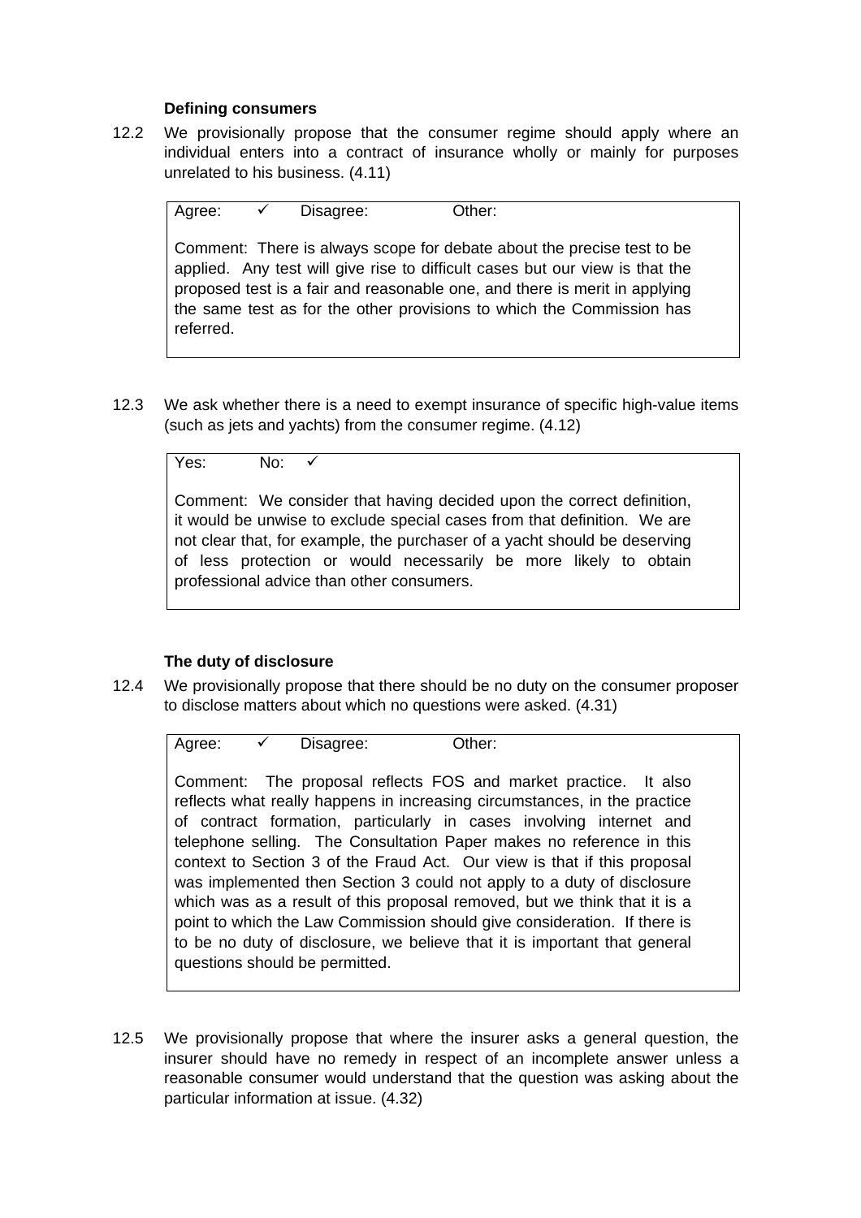### Defining consumers

12.2 We provisionally propose that the consumer regime should apply where an individual enters into a contract of insurance wholly or mainly for purposes unrelated to his business. (4.11)

> Agree: ✓ Disagree: Other:
>
> Comment: There is always scope for debate about the precise test to be applied. Any test will give rise to difficult cases but our view is that the proposed test is a fair and reasonable one, and there is merit in applying the same test as for the other provisions to which the Commission has referred.

12.3 We ask whether there is a need to exempt insurance of specific high-value items (such as jets and yachts) from the consumer regime. (4.12)

> Yes: No: ✓
>
> Comment: We consider that having decided upon the correct definition, it would be unwise to exclude special cases from that definition. We are not clear that, for example, the purchaser of a yacht should be deserving of less protection or would necessarily be more likely to obtain professional advice than other consumers.

### The duty of disclosure

12.4 We provisionally propose that there should be no duty on the consumer proposer to disclose matters about which no questions were asked. (4.31)

> Agree: ✓ Disagree: Other:
>
> Comment: The proposal reflects FOS and market practice. It also reflects what really happens in increasing circumstances, in the practice of contract formation, particularly in cases involving internet and telephone selling. The Consultation Paper makes no reference in this context to Section 3 of the Fraud Act. Our view is that if this proposal was implemented then Section 3 could not apply to a duty of disclosure which was as a result of this proposal removed, but we think that it is a point to which the Law Commission should give consideration. If there is to be no duty of disclosure, we believe that it is important that general questions should be permitted.

12.5 We provisionally propose that where the insurer asks a general question, the insurer should have no remedy in respect of an incomplete answer unless a reasonable consumer would understand that the question was asking about the particular information at issue. (4.32)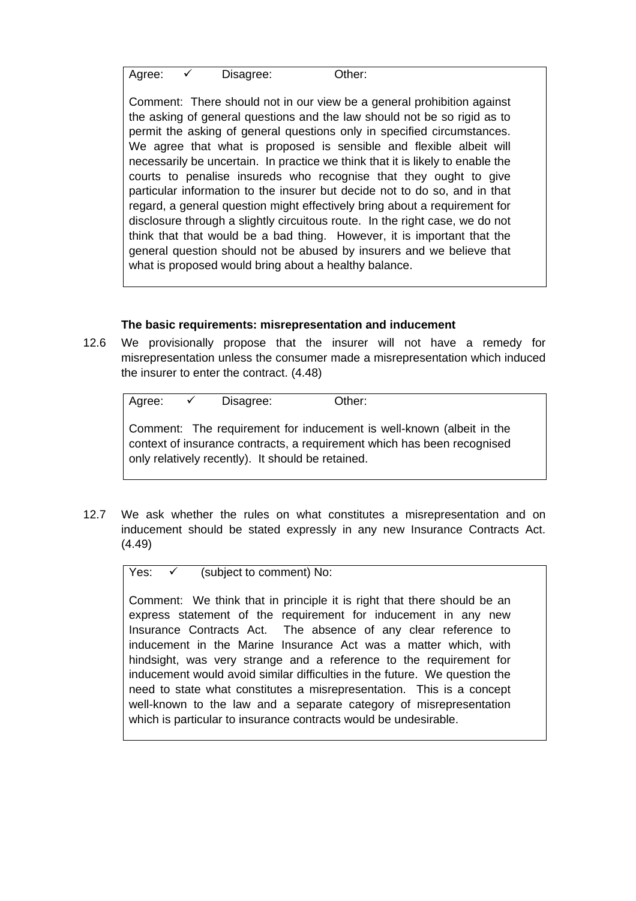Agree: ✓ Disagree: Other:

Comment: There should not in our view be a general prohibition against the asking of general questions and the law should not be so rigid as to permit the asking of general questions only in specified circumstances. We agree that what is proposed is sensible and flexible albeit will necessarily be uncertain. In practice we think that it is likely to enable the courts to penalise insureds who recognise that they ought to give particular information to the insurer but decide not to do so, and in that regard, a general question might effectively bring about a requirement for disclosure through a slightly circuitous route. In the right case, we do not think that that would be a bad thing. However, it is important that the general question should not be abused by insurers and we believe that what is proposed would bring about a healthy balance.

**The basic requirements: misrepresentation and inducement**

12.6 We provisionally propose that the insurer will not have a remedy for misrepresentation unless the consumer made a misrepresentation which induced the insurer to enter the contract. (4.48)

Agree: ✓ Disagree: Other:

Comment: The requirement for inducement is well-known (albeit in the context of insurance contracts, a requirement which has been recognised only relatively recently). It should be retained.

12.7 We ask whether the rules on what constitutes a misrepresentation and on inducement should be stated expressly in any new Insurance Contracts Act. (4.49)

Yes: ✓ (subject to comment) No:

Comment: We think that in principle it is right that there should be an express statement of the requirement for inducement in any new Insurance Contracts Act. The absence of any clear reference to inducement in the Marine Insurance Act was a matter which, with hindsight, was very strange and a reference to the requirement for inducement would avoid similar difficulties in the future. We question the need to state what constitutes a misrepresentation. This is a concept well-known to the law and a separate category of misrepresentation which is particular to insurance contracts would be undesirable.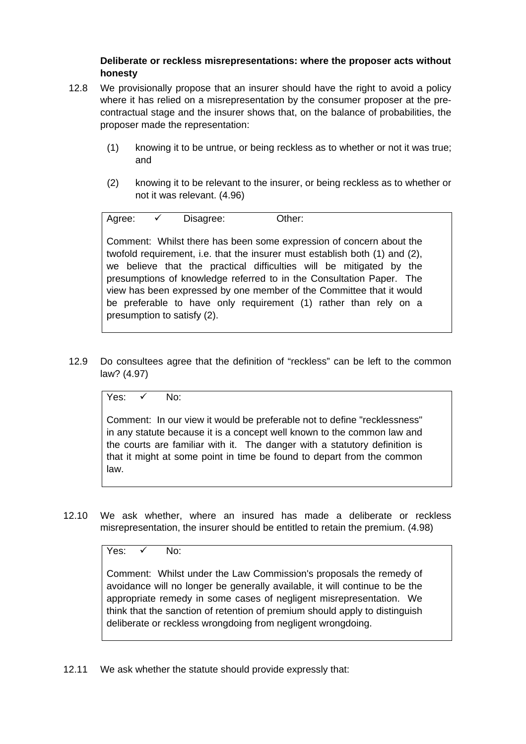**Deliberate or reckless misrepresentations: where the proposer acts without honesty**

12.8 We provisionally propose that an insurer should have the right to avoid a policy where it has relied on a misrepresentation by the consumer proposer at the pre-contractual stage and the insurer shows that, on the balance of probabilities, the proposer made the representation:

(1) knowing it to be untrue, or being reckless as to whether or not it was true; and

(2) knowing it to be relevant to the insurer, or being reckless as to whether or not it was relevant. (4.96)

Agree: ✓ Disagree: Other:

Comment: Whilst there has been some expression of concern about the twofold requirement, i.e. that the insurer must establish both (1) and (2), we believe that the practical difficulties will be mitigated by the presumptions of knowledge referred to in the Consultation Paper. The view has been expressed by one member of the Committee that it would be preferable to have only requirement (1) rather than rely on a presumption to satisfy (2).

12.9 Do consultees agree that the definition of "reckless" can be left to the common law? (4.97)

Yes: ✓ No:

Comment: In our view it would be preferable not to define "recklessness" in any statute because it is a concept well known to the common law and the courts are familiar with it. The danger with a statutory definition is that it might at some point in time be found to depart from the common law.

12.10 We ask whether, where an insured has made a deliberate or reckless misrepresentation, the insurer should be entitled to retain the premium. (4.98)

Yes: ✓ No:

Comment: Whilst under the Law Commission's proposals the remedy of avoidance will no longer be generally available, it will continue to be the appropriate remedy in some cases of negligent misrepresentation. We think that the sanction of retention of premium should apply to distinguish deliberate or reckless wrongdoing from negligent wrongdoing.

12.11 We ask whether the statute should provide expressly that: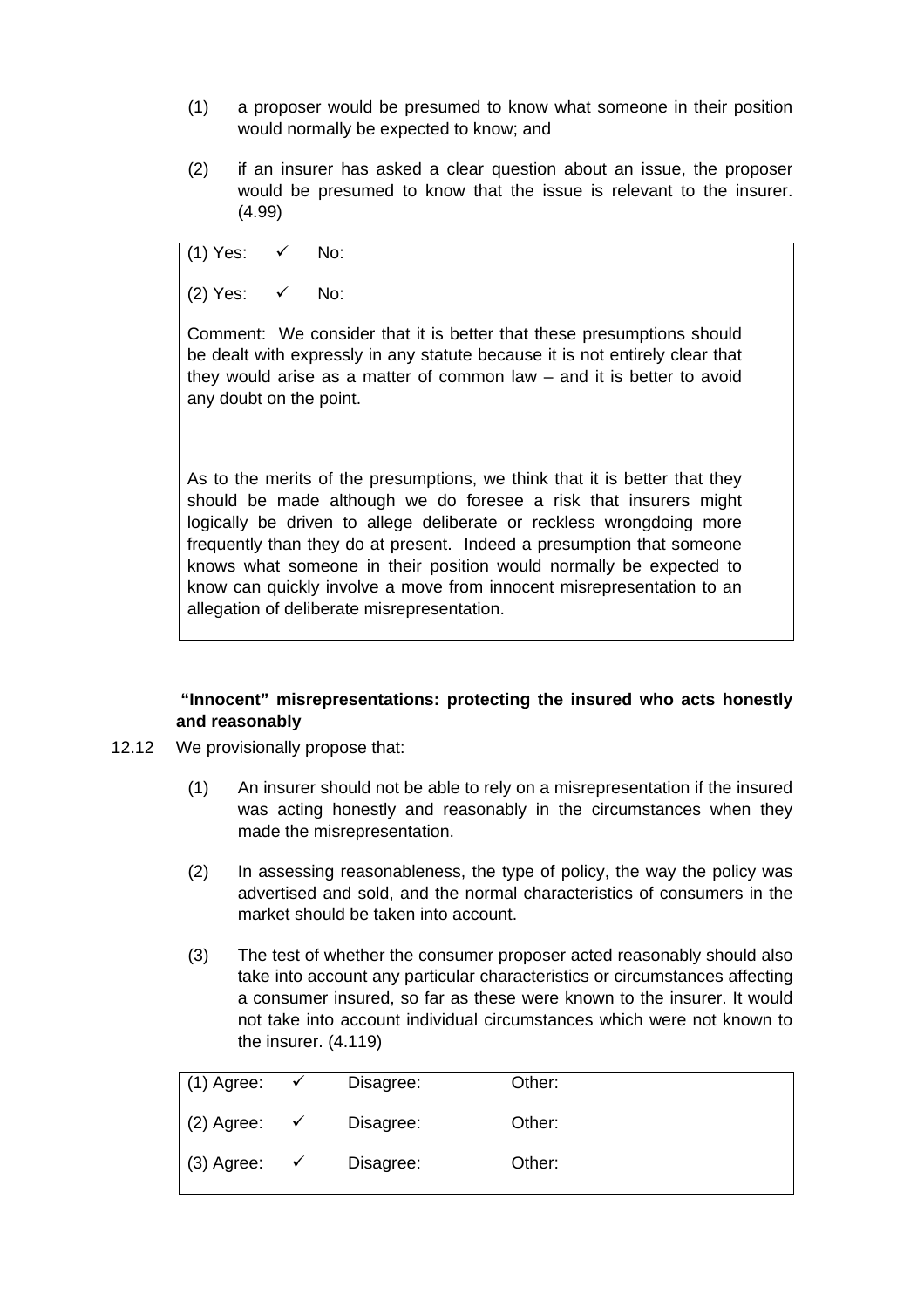(1) a proposer would be presumed to know what someone in their position would normally be expected to know; and

(2) if an insurer has asked a clear question about an issue, the proposer would be presumed to know that the issue is relevant to the insurer. (4.99)

> (1) Yes: ✓ No:
>
> (2) Yes: ✓ No:
>
> Comment: We consider that it is better that these presumptions should be dealt with expressly in any statute because it is not entirely clear that they would arise as a matter of common law – and it is better to avoid any doubt on the point.
>
> As to the merits of the presumptions, we think that it is better that they should be made although we do foresee a risk that insurers might logically be driven to allege deliberate or reckless wrongdoing more frequently than they do at present. Indeed a presumption that someone knows what someone in their position would normally be expected to know can quickly involve a move from innocent misrepresentation to an allegation of deliberate misrepresentation.

**"Innocent" misrepresentations: protecting the insured who acts honestly and reasonably**

12.12 We provisionally propose that:

(1) An insurer should not be able to rely on a misrepresentation if the insured was acting honestly and reasonably in the circumstances when they made the misrepresentation.

(2) In assessing reasonableness, the type of policy, the way the policy was advertised and sold, and the normal characteristics of consumers in the market should be taken into account.

(3) The test of whether the consumer proposer acted reasonably should also take into account any particular characteristics or circumstances affecting a consumer insured, so far as these were known to the insurer. It would not take into account individual circumstances which were not known to the insurer. (4.119)

| | | | |
|---|---|---|---|
| (1) Agree: | ✓ | Disagree: | Other: |
| (2) Agree: | ✓ | Disagree: | Other: |
| (3) Agree: | ✓ | Disagree: | Other: |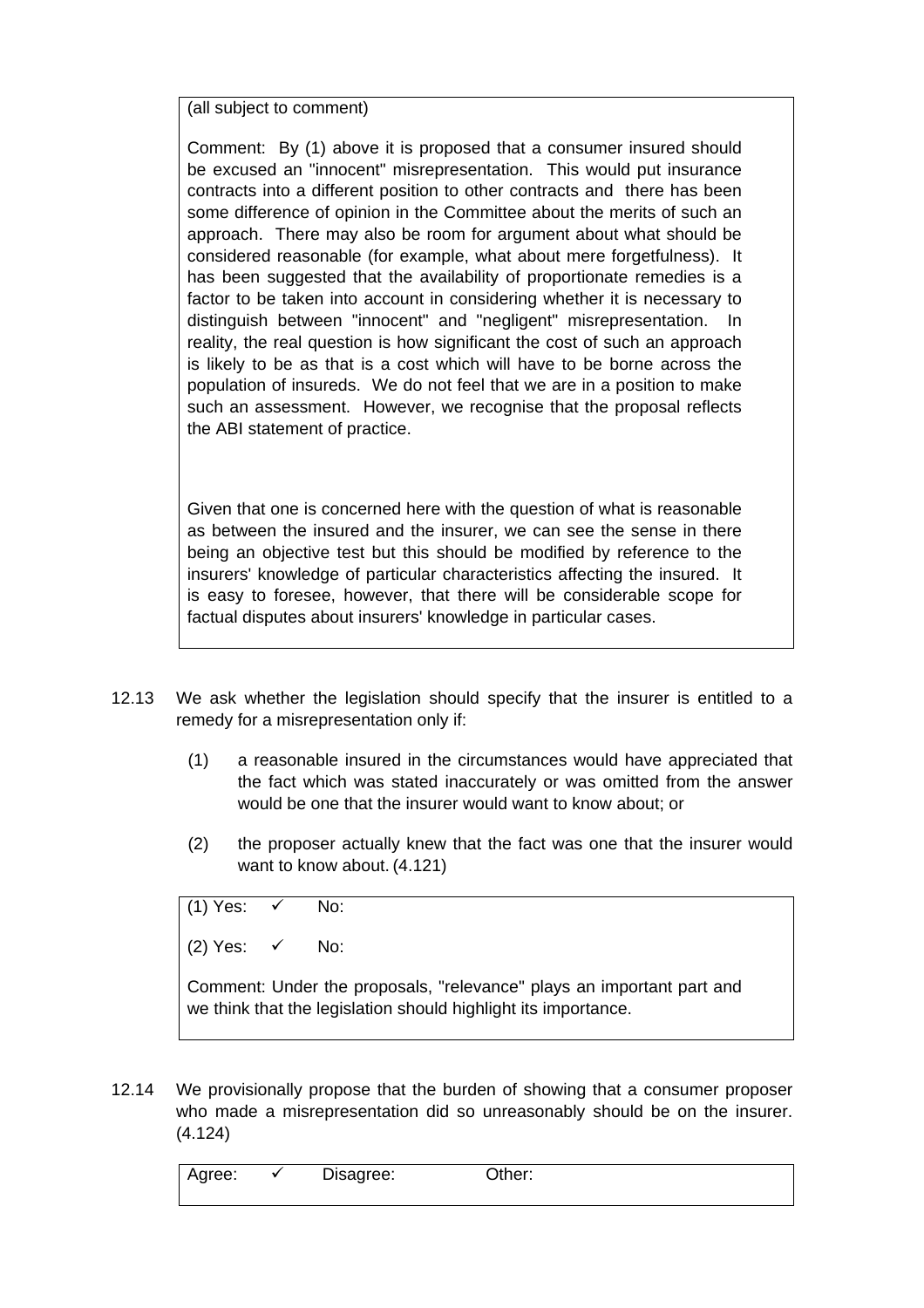(all subject to comment)

Comment: By (1) above it is proposed that a consumer insured should be excused an "innocent" misrepresentation. This would put insurance contracts into a different position to other contracts and there has been some difference of opinion in the Committee about the merits of such an approach. There may also be room for argument about what should be considered reasonable (for example, what about mere forgetfulness). It has been suggested that the availability of proportionate remedies is a factor to be taken into account in considering whether it is necessary to distinguish between "innocent" and "negligent" misrepresentation. In reality, the real question is how significant the cost of such an approach is likely to be as that is a cost which will have to be borne across the population of insureds. We do not feel that we are in a position to make such an assessment. However, we recognise that the proposal reflects the ABI statement of practice.

Given that one is concerned here with the question of what is reasonable as between the insured and the insurer, we can see the sense in there being an objective test but this should be modified by reference to the insurers' knowledge of particular characteristics affecting the insured. It is easy to foresee, however, that there will be considerable scope for factual disputes about insurers' knowledge in particular cases.

12.13 We ask whether the legislation should specify that the insurer is entitled to a remedy for a misrepresentation only if:

(1) a reasonable insured in the circumstances would have appreciated that the fact which was stated inaccurately or was omitted from the answer would be one that the insurer would want to know about; or

(2) the proposer actually knew that the fact was one that the insurer would want to know about. (4.121)

(1) Yes: ✓ No:

(2) Yes: ✓ No:

Comment: Under the proposals, "relevance" plays an important part and we think that the legislation should highlight its importance.

12.14 We provisionally propose that the burden of showing that a consumer proposer who made a misrepresentation did so unreasonably should be on the insurer. (4.124)

Agree: ✓ Disagree: Other: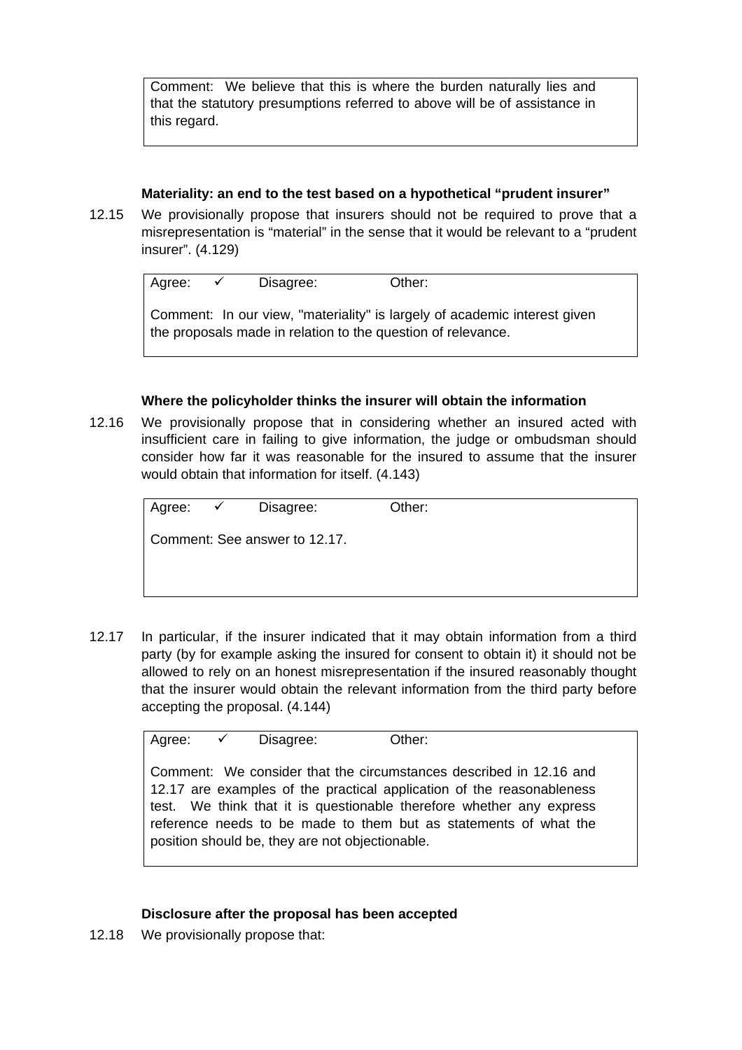> Comment: We believe that this is where the burden naturally lies and that the statutory presumptions referred to above will be of assistance in this regard.

**Materiality: an end to the test based on a hypothetical "prudent insurer"**

12.15 We provisionally propose that insurers should not be required to prove that a misrepresentation is "material" in the sense that it would be relevant to a "prudent insurer". (4.129)

> Agree: ✓ Disagree: Other:
>
> Comment: In our view, "materiality" is largely of academic interest given the proposals made in relation to the question of relevance.

**Where the policyholder thinks the insurer will obtain the information**

12.16 We provisionally propose that in considering whether an insured acted with insufficient care in failing to give information, the judge or ombudsman should consider how far it was reasonable for the insured to assume that the insurer would obtain that information for itself. (4.143)

> Agree: ✓ Disagree: Other:
>
> Comment: See answer to 12.17.

12.17 In particular, if the insurer indicated that it may obtain information from a third party (by for example asking the insured for consent to obtain it) it should not be allowed to rely on an honest misrepresentation if the insured reasonably thought that the insurer would obtain the relevant information from the third party before accepting the proposal. (4.144)

> Agree: ✓ Disagree: Other:
>
> Comment: We consider that the circumstances described in 12.16 and 12.17 are examples of the practical application of the reasonableness test. We think that it is questionable therefore whether any express reference needs to be made to them but as statements of what the position should be, they are not objectionable.

**Disclosure after the proposal has been accepted**

12.18 We provisionally propose that: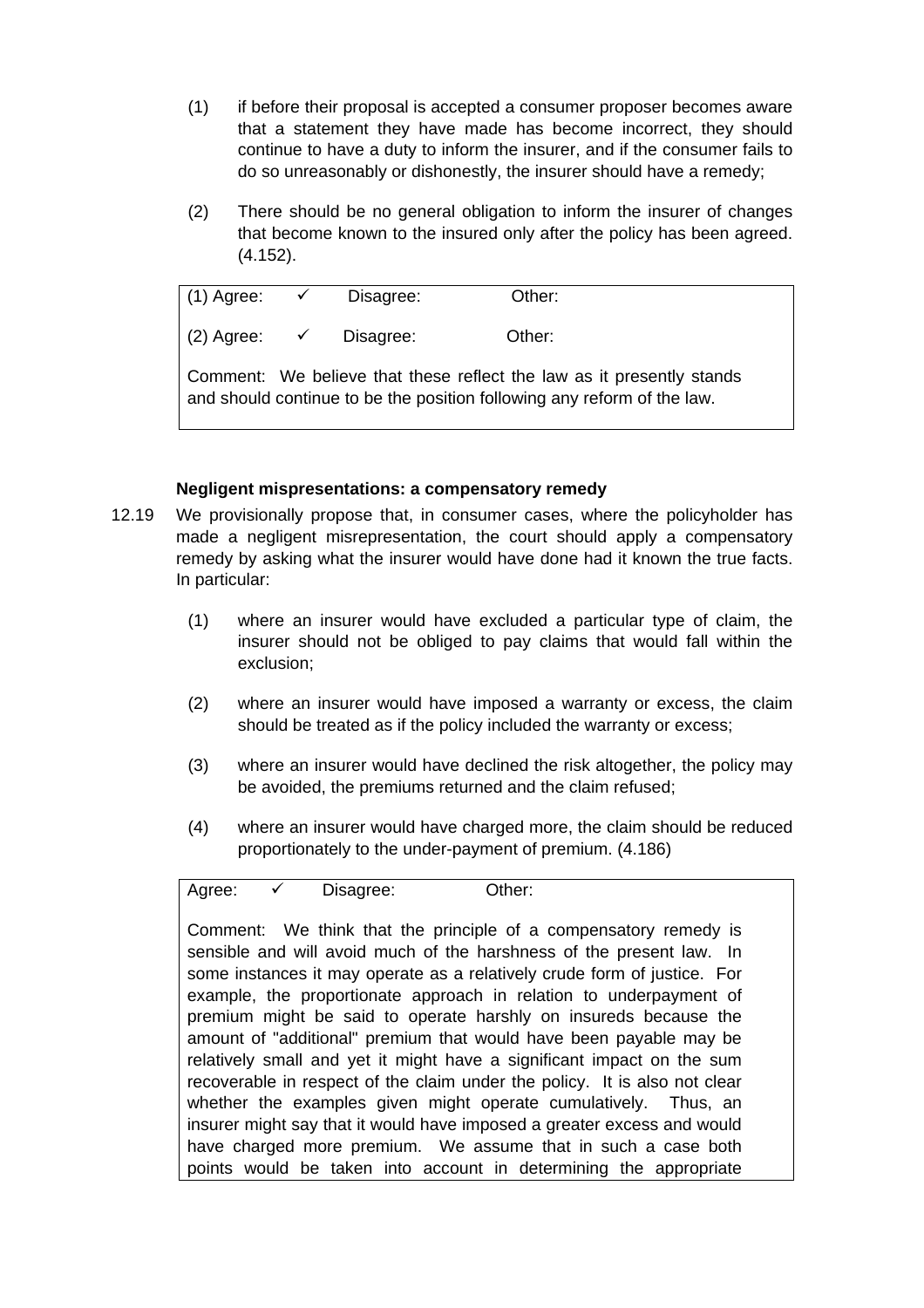(1) if before their proposal is accepted a consumer proposer becomes aware that a statement they have made has become incorrect, they should continue to have a duty to inform the insurer, and if the consumer fails to do so unreasonably or dishonestly, the insurer should have a remedy;

(2) There should be no general obligation to inform the insurer of changes that become known to the insured only after the policy has been agreed. (4.152).

(1) Agree: ✓ Disagree: Other:

(2) Agree: ✓ Disagree: Other:

Comment: We believe that these reflect the law as it presently stands and should continue to be the position following any reform of the law.

**Negligent mispresentations: a compensatory remedy**

12.19 We provisionally propose that, in consumer cases, where the policyholder has made a negligent misrepresentation, the court should apply a compensatory remedy by asking what the insurer would have done had it known the true facts. In particular:

(1) where an insurer would have excluded a particular type of claim, the insurer should not be obliged to pay claims that would fall within the exclusion;

(2) where an insurer would have imposed a warranty or excess, the claim should be treated as if the policy included the warranty or excess;

(3) where an insurer would have declined the risk altogether, the policy may be avoided, the premiums returned and the claim refused;

(4) where an insurer would have charged more, the claim should be reduced proportionately to the under-payment of premium. (4.186)

Agree: ✓ Disagree: Other:

Comment: We think that the principle of a compensatory remedy is sensible and will avoid much of the harshness of the present law. In some instances it may operate as a relatively crude form of justice. For example, the proportionate approach in relation to underpayment of premium might be said to operate harshly on insureds because the amount of "additional" premium that would have been payable may be relatively small and yet it might have a significant impact on the sum recoverable in respect of the claim under the policy. It is also not clear whether the examples given might operate cumulatively. Thus, an insurer might say that it would have imposed a greater excess and would have charged more premium. We assume that in such a case both points would be taken into account in determining the appropriate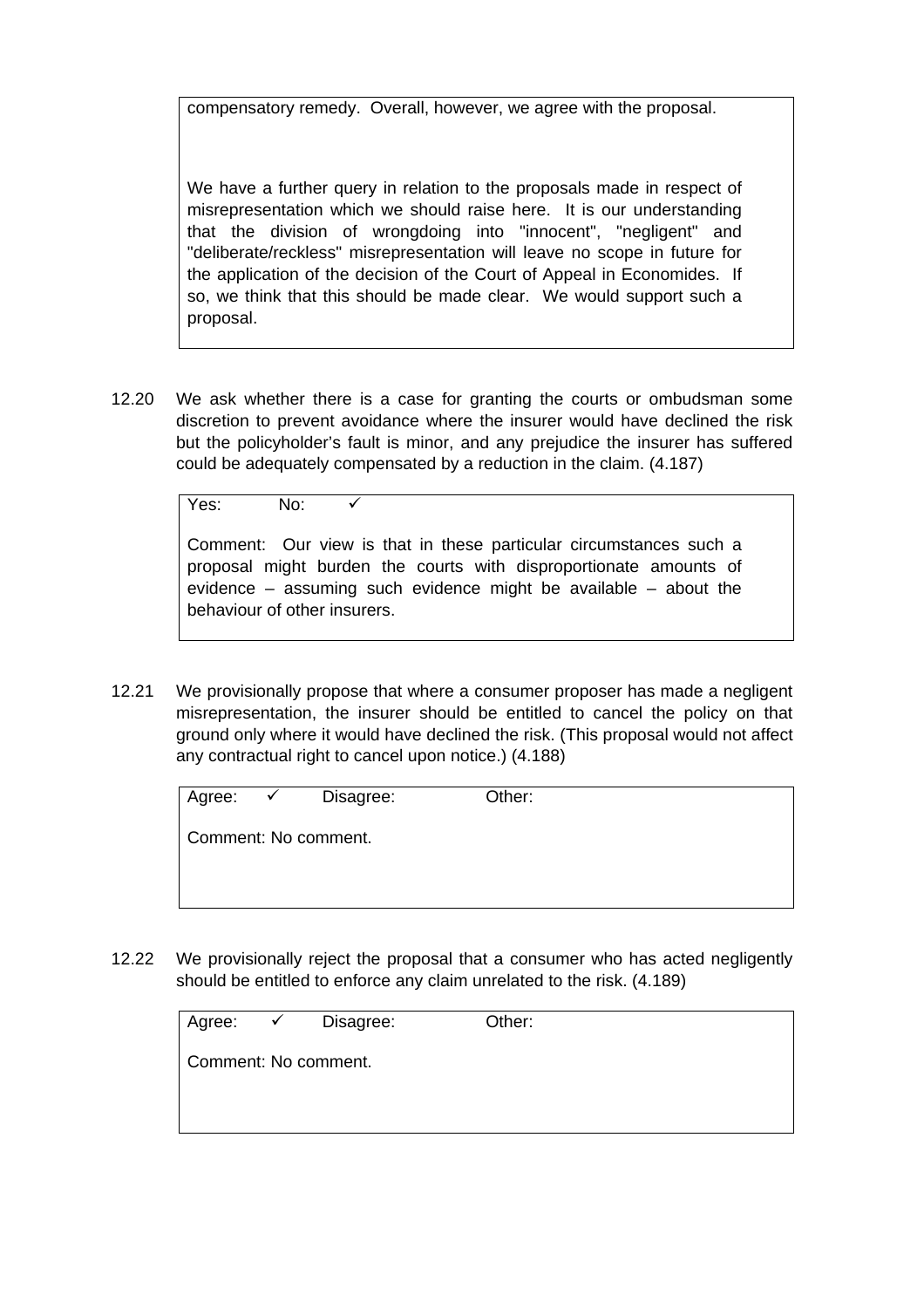compensatory remedy. Overall, however, we agree with the proposal.

We have a further query in relation to the proposals made in respect of misrepresentation which we should raise here. It is our understanding that the division of wrongdoing into "innocent", "negligent" and "deliberate/reckless" misrepresentation will leave no scope in future for the application of the decision of the Court of Appeal in Economides. If so, we think that this should be made clear. We would support such a proposal.

12.20 We ask whether there is a case for granting the courts or ombudsman some discretion to prevent avoidance where the insurer would have declined the risk but the policyholder's fault is minor, and any prejudice the insurer has suffered could be adequately compensated by a reduction in the claim. (4.187)

Yes: No: ✓

Comment: Our view is that in these particular circumstances such a proposal might burden the courts with disproportionate amounts of evidence – assuming such evidence might be available – about the behaviour of other insurers.

12.21 We provisionally propose that where a consumer proposer has made a negligent misrepresentation, the insurer should be entitled to cancel the policy on that ground only where it would have declined the risk. (This proposal would not affect any contractual right to cancel upon notice.) (4.188)

Agree: ✓ Disagree: Other:

Comment: No comment.

12.22 We provisionally reject the proposal that a consumer who has acted negligently should be entitled to enforce any claim unrelated to the risk. (4.189)

Agree: ✓ Disagree: Other:

Comment: No comment.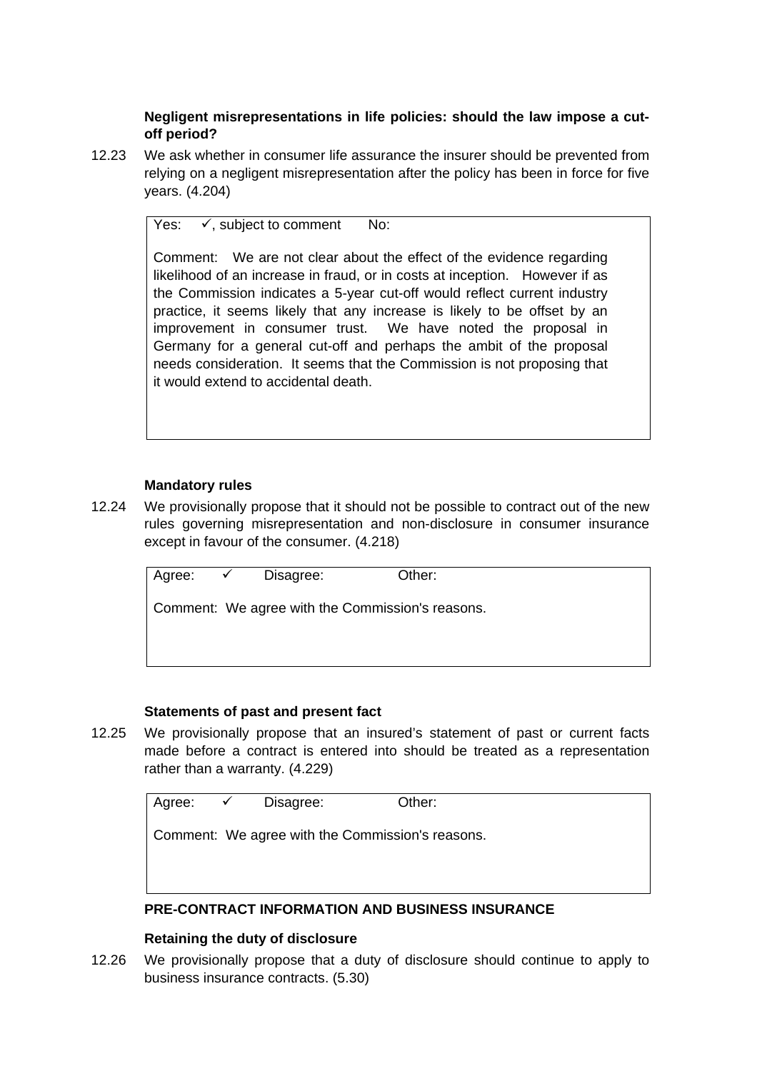### Negligent misrepresentations in life policies: should the law impose a cut-off period?

12.23 We ask whether in consumer life assurance the insurer should be prevented from relying on a negligent misrepresentation after the policy has been in force for five years. (4.204)

> Yes: ✓, subject to comment No:
>
> Comment: We are not clear about the effect of the evidence regarding likelihood of an increase in fraud, or in costs at inception. However if as the Commission indicates a 5-year cut-off would reflect current industry practice, it seems likely that any increase is likely to be offset by an improvement in consumer trust. We have noted the proposal in Germany for a general cut-off and perhaps the ambit of the proposal needs consideration. It seems that the Commission is not proposing that it would extend to accidental death.

### Mandatory rules

12.24 We provisionally propose that it should not be possible to contract out of the new rules governing misrepresentation and non-disclosure in consumer insurance except in favour of the consumer. (4.218)

> Agree: ✓ Disagree: Other:
>
> Comment: We agree with the Commission's reasons.

### Statements of past and present fact

12.25 We provisionally propose that an insured's statement of past or current facts made before a contract is entered into should be treated as a representation rather than a warranty. (4.229)

> Agree: ✓ Disagree: Other:
>
> Comment: We agree with the Commission's reasons.

## PRE-CONTRACT INFORMATION AND BUSINESS INSURANCE

### Retaining the duty of disclosure

12.26 We provisionally propose that a duty of disclosure should continue to apply to business insurance contracts. (5.30)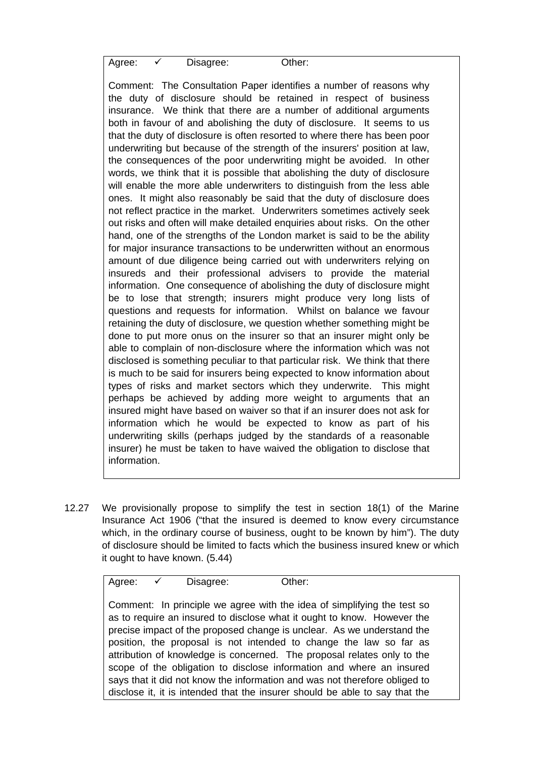Agree: ✓ Disagree: Other:

Comment: The Consultation Paper identifies a number of reasons why the duty of disclosure should be retained in respect of business insurance. We think that there are a number of additional arguments both in favour of and abolishing the duty of disclosure. It seems to us that the duty of disclosure is often resorted to where there has been poor underwriting but because of the strength of the insurers' position at law, the consequences of the poor underwriting might be avoided. In other words, we think that it is possible that abolishing the duty of disclosure will enable the more able underwriters to distinguish from the less able ones. It might also reasonably be said that the duty of disclosure does not reflect practice in the market. Underwriters sometimes actively seek out risks and often will make detailed enquiries about risks. On the other hand, one of the strengths of the London market is said to be the ability for major insurance transactions to be underwritten without an enormous amount of due diligence being carried out with underwriters relying on insureds and their professional advisers to provide the material information. One consequence of abolishing the duty of disclosure might be to lose that strength; insurers might produce very long lists of questions and requests for information. Whilst on balance we favour retaining the duty of disclosure, we question whether something might be done to put more onus on the insurer so that an insurer might only be able to complain of non-disclosure where the information which was not disclosed is something peculiar to that particular risk. We think that there is much to be said for insurers being expected to know information about types of risks and market sectors which they underwrite. This might perhaps be achieved by adding more weight to arguments that an insured might have based on waiver so that if an insurer does not ask for information which he would be expected to know as part of his underwriting skills (perhaps judged by the standards of a reasonable insurer) he must be taken to have waived the obligation to disclose that information.

12.27 We provisionally propose to simplify the test in section 18(1) of the Marine Insurance Act 1906 ("that the insured is deemed to know every circumstance which, in the ordinary course of business, ought to be known by him"). The duty of disclosure should be limited to facts which the business insured knew or which it ought to have known. (5.44)

Agree: ✓ Disagree: Other:

Comment: In principle we agree with the idea of simplifying the test so as to require an insured to disclose what it ought to know. However the precise impact of the proposed change is unclear. As we understand the position, the proposal is not intended to change the law so far as attribution of knowledge is concerned. The proposal relates only to the scope of the obligation to disclose information and where an insured says that it did not know the information and was not therefore obliged to disclose it, it is intended that the insurer should be able to say that the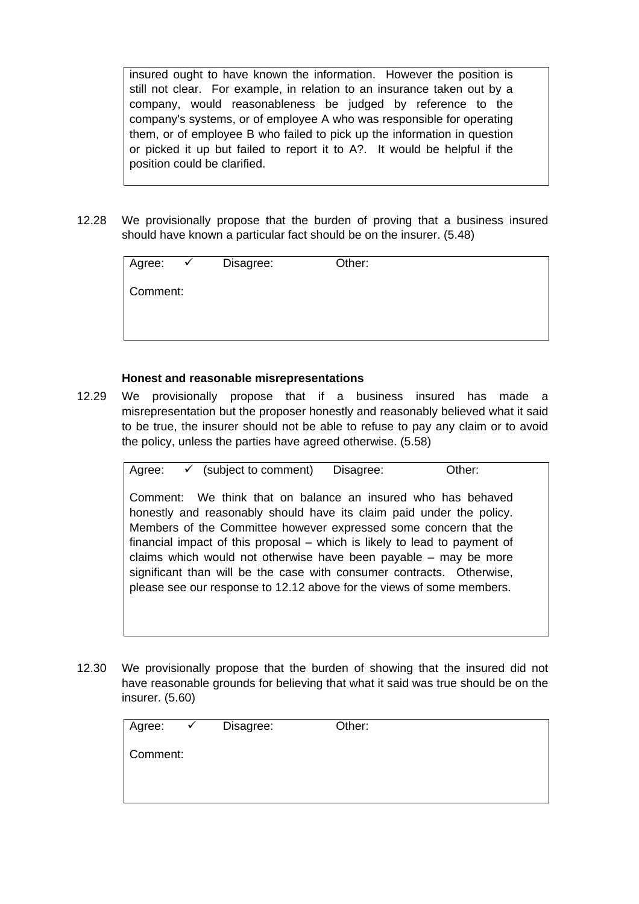insured ought to have known the information. However the position is still not clear. For example, in relation to an insurance taken out by a company, would reasonableness be judged by reference to the company's systems, or of employee A who was responsible for operating them, or of employee B who failed to pick up the information in question or picked it up but failed to report it to A?. It would be helpful if the position could be clarified.

12.28 We provisionally propose that the burden of proving that a business insured should have known a particular fact should be on the insurer. (5.48)

Agree: ✓ Disagree: Other:

Comment:

**Honest and reasonable misrepresentations**

12.29 We provisionally propose that if a business insured has made a misrepresentation but the proposer honestly and reasonably believed what it said to be true, the insurer should not be able to refuse to pay any claim or to avoid the policy, unless the parties have agreed otherwise. (5.58)

Agree: ✓ (subject to comment) Disagree: Other:

Comment: We think that on balance an insured who has behaved honestly and reasonably should have its claim paid under the policy. Members of the Committee however expressed some concern that the financial impact of this proposal – which is likely to lead to payment of claims which would not otherwise have been payable – may be more significant than will be the case with consumer contracts. Otherwise, please see our response to 12.12 above for the views of some members.

12.30 We provisionally propose that the burden of showing that the insured did not have reasonable grounds for believing that what it said was true should be on the insurer. (5.60)

Agree: ✓ Disagree: Other:

Comment: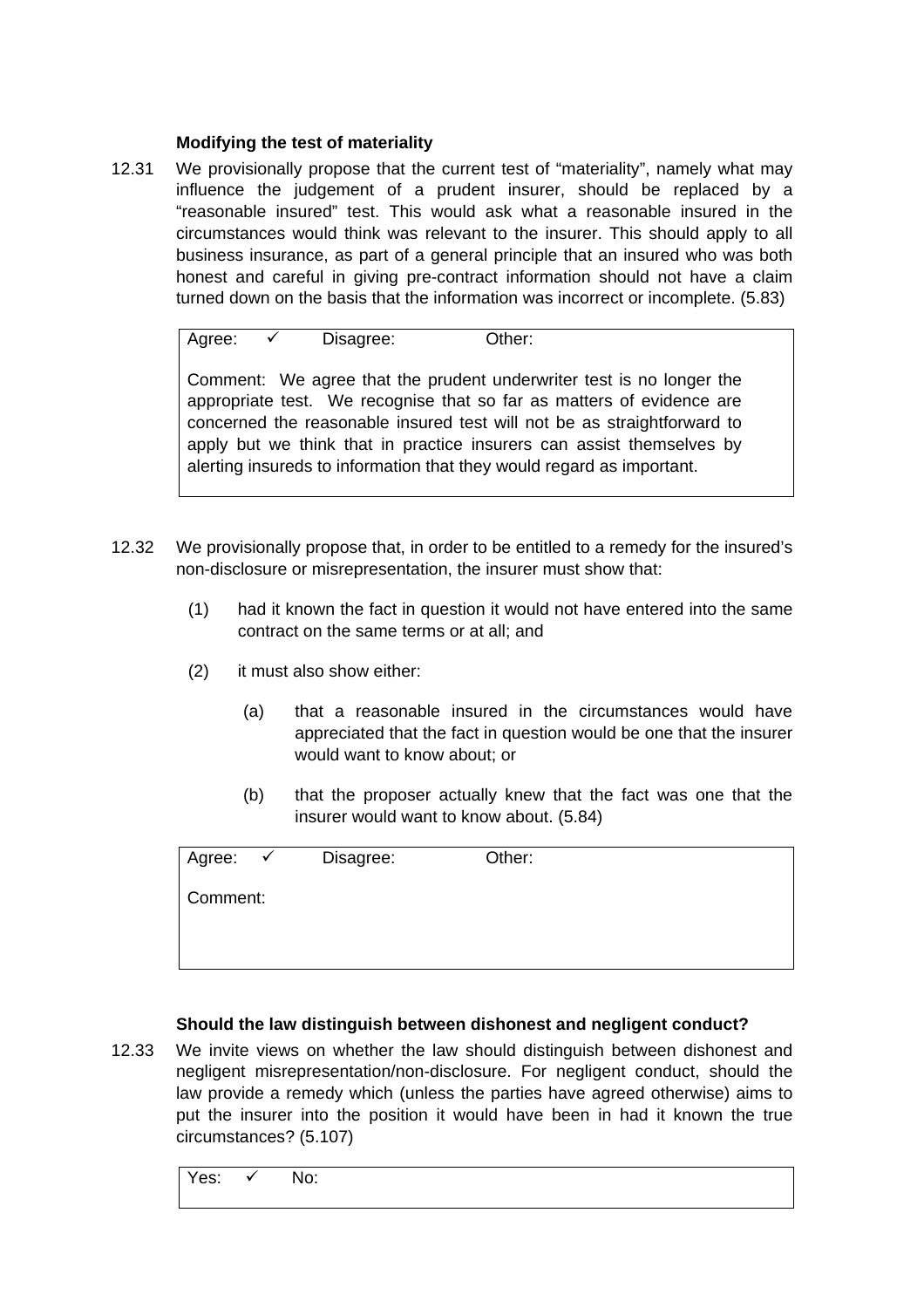### Modifying the test of materiality

12.31 We provisionally propose that the current test of "materiality", namely what may influence the judgement of a prudent insurer, should be replaced by a "reasonable insured" test. This would ask what a reasonable insured in the circumstances would think was relevant to the insurer. This should apply to all business insurance, as part of a general principle that an insured who was both honest and careful in giving pre-contract information should not have a claim turned down on the basis that the information was incorrect or incomplete. (5.83)

> Agree: ✓ Disagree: Other:
>
> Comment: We agree that the prudent underwriter test is no longer the appropriate test. We recognise that so far as matters of evidence are concerned the reasonable insured test will not be as straightforward to apply but we think that in practice insurers can assist themselves by alerting insureds to information that they would regard as important.

12.32 We provisionally propose that, in order to be entitled to a remedy for the insured's non-disclosure or misrepresentation, the insurer must show that:

(1) had it known the fact in question it would not have entered into the same contract on the same terms or at all; and

(2) it must also show either:

(a) that a reasonable insured in the circumstances would have appreciated that the fact in question would be one that the insurer would want to know about; or

(b) that the proposer actually knew that the fact was one that the insurer would want to know about. (5.84)

> Agree: ✓ Disagree: Other:
>
> Comment:

### Should the law distinguish between dishonest and negligent conduct?

12.33 We invite views on whether the law should distinguish between dishonest and negligent misrepresentation/non-disclosure. For negligent conduct, should the law provide a remedy which (unless the parties have agreed otherwise) aims to put the insurer into the position it would have been in had it known the true circumstances? (5.107)

> Yes: ✓ No: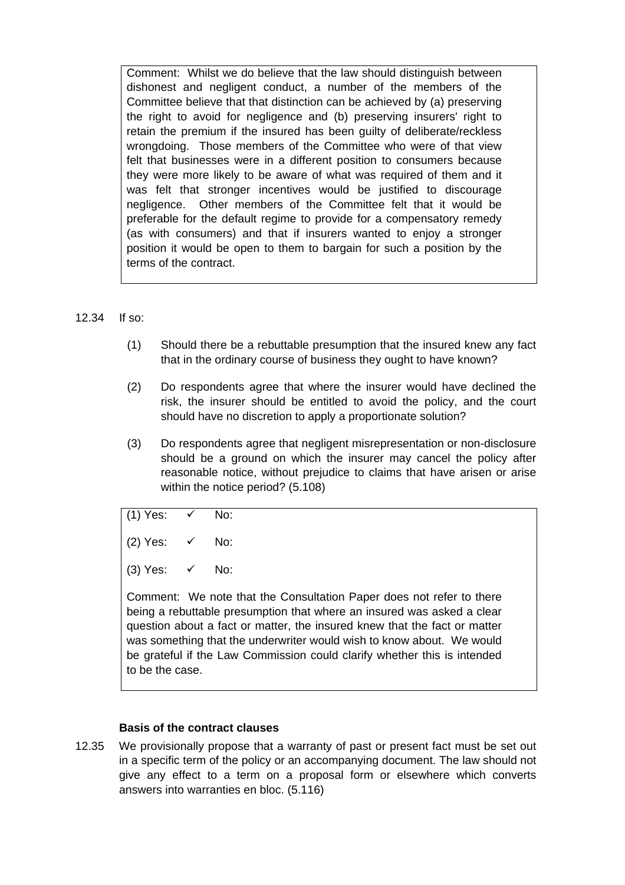> Comment: Whilst we do believe that the law should distinguish between dishonest and negligent conduct, a number of the members of the Committee believe that that distinction can be achieved by (a) preserving the right to avoid for negligence and (b) preserving insurers' right to retain the premium if the insured has been guilty of deliberate/reckless wrongdoing. Those members of the Committee who were of that view felt that businesses were in a different position to consumers because they were more likely to be aware of what was required of them and it was felt that stronger incentives would be justified to discourage negligence. Other members of the Committee felt that it would be preferable for the default regime to provide for a compensatory remedy (as with consumers) and that if insurers wanted to enjoy a stronger position it would be open to them to bargain for such a position by the terms of the contract.

12.34 If so:

(1) Should there be a rebuttable presumption that the insured knew any fact that in the ordinary course of business they ought to have known?

(2) Do respondents agree that where the insurer would have declined the risk, the insurer should be entitled to avoid the policy, and the court should have no discretion to apply a proportionate solution?

(3) Do respondents agree that negligent misrepresentation or non-disclosure should be a ground on which the insurer may cancel the policy after reasonable notice, without prejudice to claims that have arisen or arise within the notice period? (5.108)

> (1) Yes: ✓ No:
>
> (2) Yes: ✓ No:
>
> (3) Yes: ✓ No:
>
> Comment: We note that the Consultation Paper does not refer to there being a rebuttable presumption that where an insured was asked a clear question about a fact or matter, the insured knew that the fact or matter was something that the underwriter would wish to know about. We would be grateful if the Law Commission could clarify whether this is intended to be the case.

**Basis of the contract clauses**

12.35 We provisionally propose that a warranty of past or present fact must be set out in a specific term of the policy or an accompanying document. The law should not give any effect to a term on a proposal form or elsewhere which converts answers into warranties en bloc. (5.116)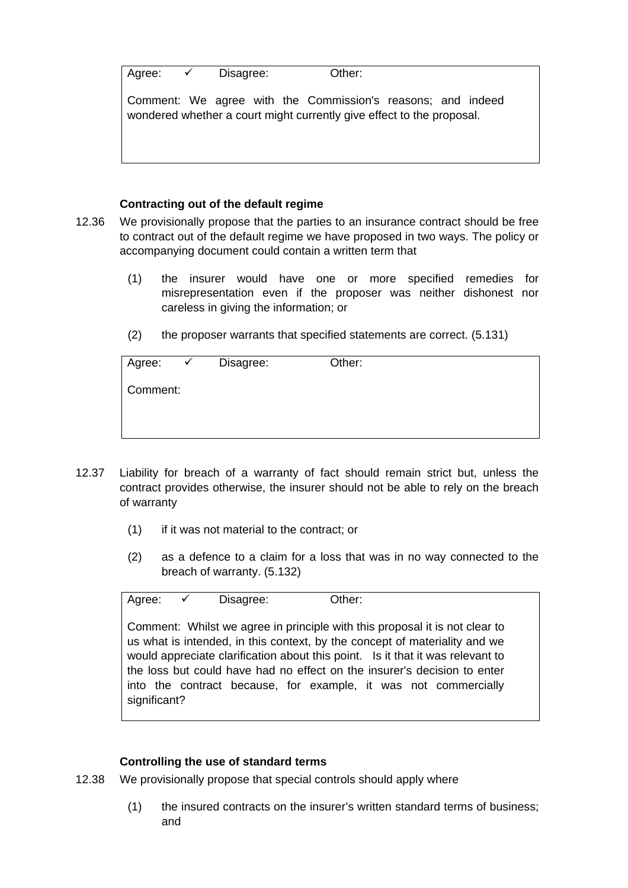| Agree: ✓ | Disagree: | Other: |
|---|---|---|
| Comment: We agree with the Commission's reasons; and indeed wondered whether a court might currently give effect to the proposal. | | |

**Contracting out of the default regime**

12.36 We provisionally propose that the parties to an insurance contract should be free to contract out of the default regime we have proposed in two ways. The policy or accompanying document could contain a written term that

(1) the insurer would have one or more specified remedies for misrepresentation even if the proposer was neither dishonest nor careless in giving the information; or

(2) the proposer warrants that specified statements are correct. (5.131)

| Agree: ✓ | Disagree: | Other: |
|---|---|---|
| Comment: | | |

12.37 Liability for breach of a warranty of fact should remain strict but, unless the contract provides otherwise, the insurer should not be able to rely on the breach of warranty

(1) if it was not material to the contract; or

(2) as a defence to a claim for a loss that was in no way connected to the breach of warranty. (5.132)

| Agree: ✓ | Disagree: | Other: |
|---|---|---|
| Comment: Whilst we agree in principle with this proposal it is not clear to us what is intended, in this context, by the concept of materiality and we would appreciate clarification about this point. Is it that it was relevant to the loss but could have had no effect on the insurer's decision to enter into the contract because, for example, it was not commercially significant? | | |

**Controlling the use of standard terms**

12.38 We provisionally propose that special controls should apply where

(1) the insured contracts on the insurer's written standard terms of business; and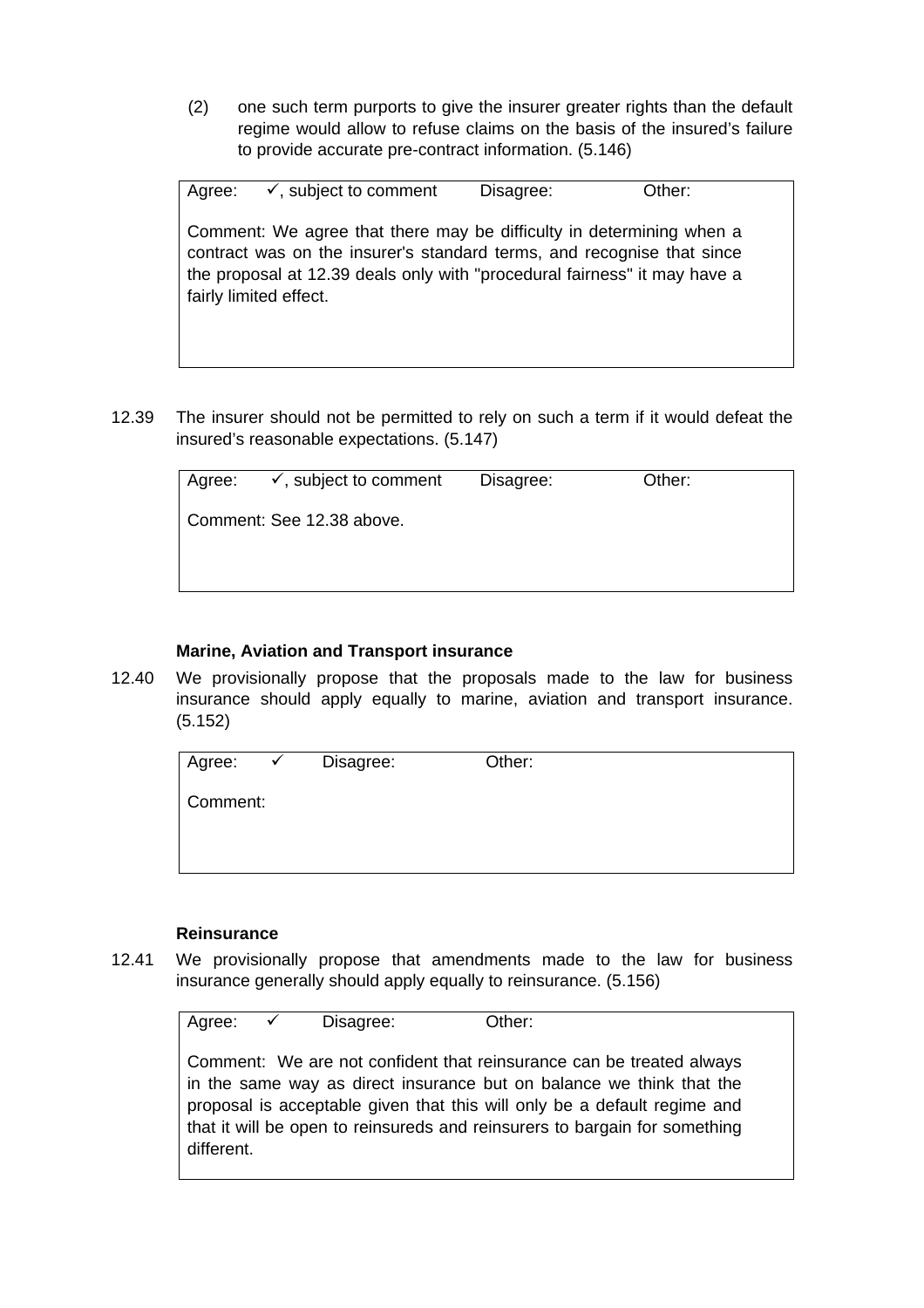(2) one such term purports to give the insurer greater rights than the default regime would allow to refuse claims on the basis of the insured's failure to provide accurate pre-contract information. (5.146)

| Agree: ✓, subject to comment | Disagree: | Other: |
|---|---|---|
| Comment: We agree that there may be difficulty in determining when a contract was on the insurer's standard terms, and recognise that since the proposal at 12.39 deals only with "procedural fairness" it may have a fairly limited effect. | | |

12.39 The insurer should not be permitted to rely on such a term if it would defeat the insured's reasonable expectations. (5.147)

| Agree: ✓, subject to comment | Disagree: | Other: |
|---|---|---|
| Comment: See 12.38 above. | | |

**Marine, Aviation and Transport insurance**

12.40 We provisionally propose that the proposals made to the law for business insurance should apply equally to marine, aviation and transport insurance. (5.152)

| Agree: ✓ | Disagree: | Other: |
|---|---|---|
| Comment: | | |

**Reinsurance**

12.41 We provisionally propose that amendments made to the law for business insurance generally should apply equally to reinsurance. (5.156)

| Agree: ✓ | Disagree: | Other: |
|---|---|---|
| Comment: We are not confident that reinsurance can be treated always in the same way as direct insurance but on balance we think that the proposal is acceptable given that this will only be a default regime and that it will be open to reinsureds and reinsurers to bargain for something different. | | |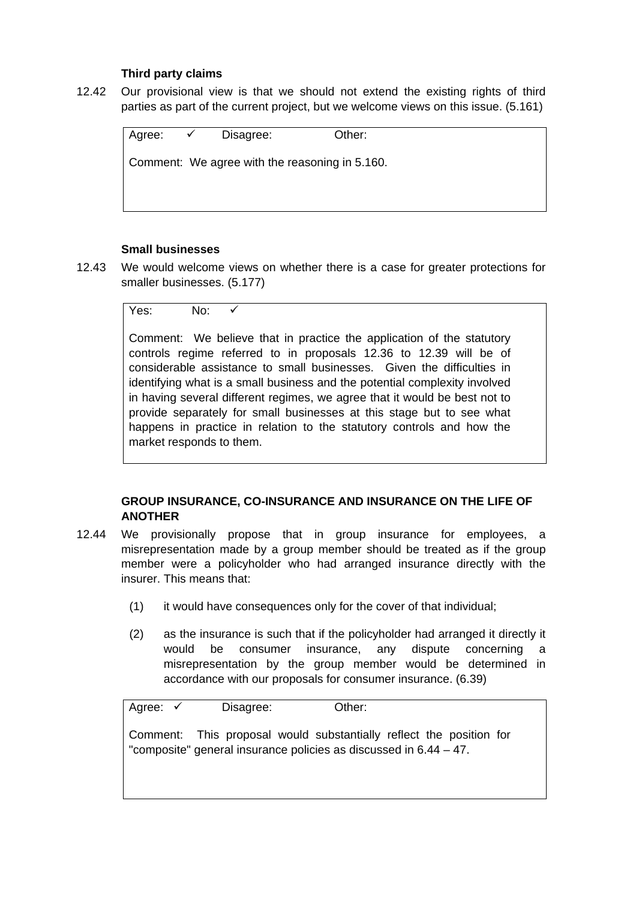**Third party claims**

12.42 Our provisional view is that we should not extend the existing rights of third parties as part of the current project, but we welcome views on this issue. (5.161)

| Agree: ✓ Disagree: Other: |
|---|
| Comment: We agree with the reasoning in 5.160. |

**Small businesses**

12.43 We would welcome views on whether there is a case for greater protections for smaller businesses. (5.177)

| Yes: No: ✓ |
|---|
| Comment: We believe that in practice the application of the statutory controls regime referred to in proposals 12.36 to 12.39 will be of considerable assistance to small businesses. Given the difficulties in identifying what is a small business and the potential complexity involved in having several different regimes, we agree that it would be best not to provide separately for small businesses at this stage but to see what happens in practice in relation to the statutory controls and how the market responds to them. |

**GROUP INSURANCE, CO-INSURANCE AND INSURANCE ON THE LIFE OF ANOTHER**

12.44 We provisionally propose that in group insurance for employees, a misrepresentation made by a group member should be treated as if the group member were a policyholder who had arranged insurance directly with the insurer. This means that:

(1) it would have consequences only for the cover of that individual;

(2) as the insurance is such that if the policyholder had arranged it directly it would be consumer insurance, any dispute concerning a misrepresentation by the group member would be determined in accordance with our proposals for consumer insurance. (6.39)

| Agree: ✓ Disagree: Other: |
|---|
| Comment: This proposal would substantially reflect the position for "composite" general insurance policies as discussed in 6.44 – 47. |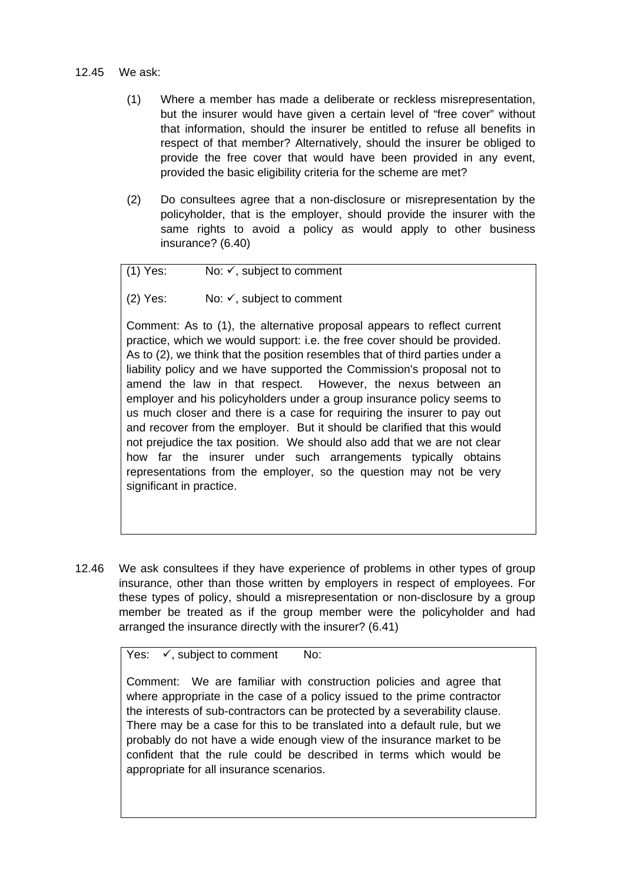12.45 We ask:

(1) Where a member has made a deliberate or reckless misrepresentation, but the insurer would have given a certain level of "free cover" without that information, should the insurer be entitled to refuse all benefits in respect of that member? Alternatively, should the insurer be obliged to provide the free cover that would have been provided in any event, provided the basic eligibility criteria for the scheme are met?

(2) Do consultees agree that a non-disclosure or misrepresentation by the policyholder, that is the employer, should provide the insurer with the same rights to avoid a policy as would apply to other business insurance? (6.40)

> (1) Yes: No: ✓, subject to comment
>
> (2) Yes: No: ✓, subject to comment
>
> Comment: As to (1), the alternative proposal appears to reflect current practice, which we would support: i.e. the free cover should be provided. As to (2), we think that the position resembles that of third parties under a liability policy and we have supported the Commission's proposal not to amend the law in that respect. However, the nexus between an employer and his policyholders under a group insurance policy seems to us much closer and there is a case for requiring the insurer to pay out and recover from the employer. But it should be clarified that this would not prejudice the tax position. We should also add that we are not clear how far the insurer under such arrangements typically obtains representations from the employer, so the question may not be very significant in practice.

12.46 We ask consultees if they have experience of problems in other types of group insurance, other than those written by employers in respect of employees. For these types of policy, should a misrepresentation or non-disclosure by a group member be treated as if the group member were the policyholder and had arranged the insurance directly with the insurer? (6.41)

> Yes: ✓, subject to comment No:
>
> Comment: We are familiar with construction policies and agree that where appropriate in the case of a policy issued to the prime contractor the interests of sub-contractors can be protected by a severability clause. There may be a case for this to be translated into a default rule, but we probably do not have a wide enough view of the insurance market to be confident that the rule could be described in terms which would be appropriate for all insurance scenarios.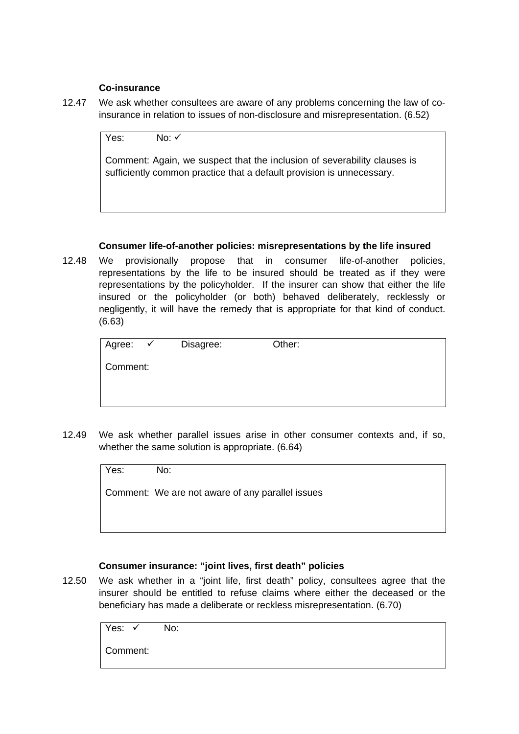**Co-insurance**

12.47 We ask whether consultees are aware of any problems concerning the law of co-insurance in relation to issues of non-disclosure and misrepresentation. (6.52)

> Yes: No: ✓
>
> Comment: Again, we suspect that the inclusion of severability clauses is sufficiently common practice that a default provision is unnecessary.

**Consumer life-of-another policies: misrepresentations by the life insured**

12.48 We provisionally propose that in consumer life-of-another policies, representations by the life to be insured should be treated as if they were representations by the policyholder. If the insurer can show that either the life insured or the policyholder (or both) behaved deliberately, recklessly or negligently, it will have the remedy that is appropriate for that kind of conduct. (6.63)

> Agree: ✓ Disagree: Other:
>
> Comment:

12.49 We ask whether parallel issues arise in other consumer contexts and, if so, whether the same solution is appropriate. (6.64)

> Yes: No:
>
> Comment: We are not aware of any parallel issues

**Consumer insurance: "joint lives, first death" policies**

12.50 We ask whether in a "joint life, first death" policy, consultees agree that the insurer should be entitled to refuse claims where either the deceased or the beneficiary has made a deliberate or reckless misrepresentation. (6.70)

> Yes: ✓ No:
>
> Comment: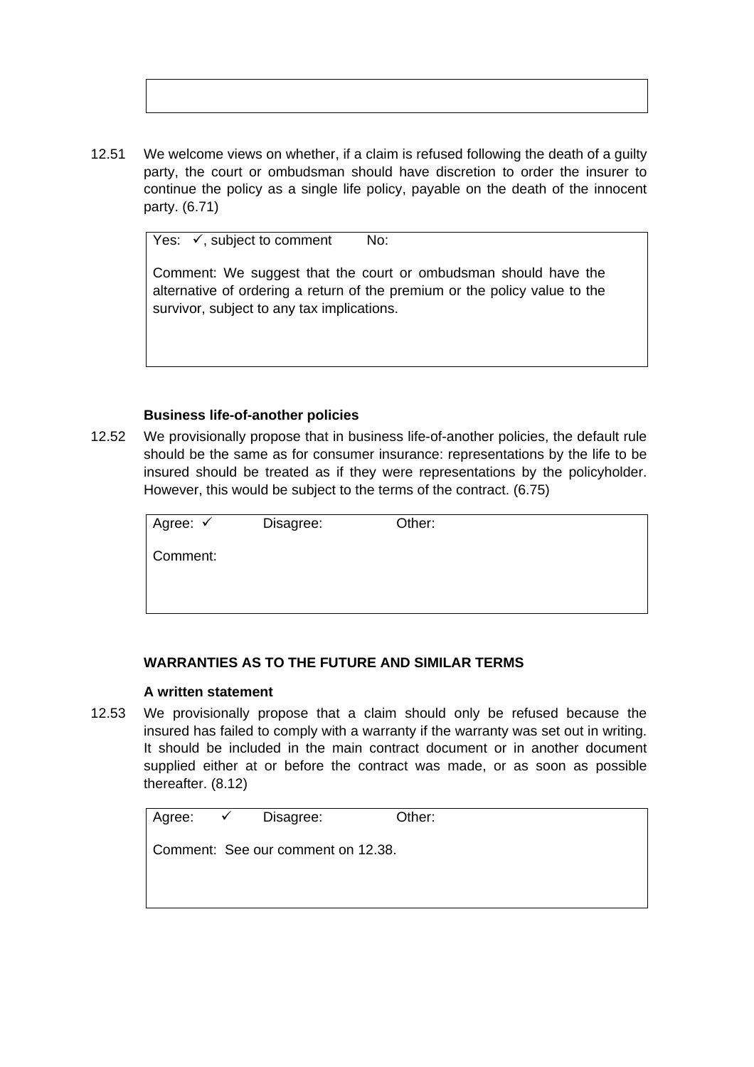12.51 We welcome views on whether, if a claim is refused following the death of a guilty party, the court or ombudsman should have discretion to order the insurer to continue the policy as a single life policy, payable on the death of the innocent party. (6.71)

> Yes: ✓, subject to comment No:
>
> Comment: We suggest that the court or ombudsman should have the alternative of ordering a return of the premium or the policy value to the survivor, subject to any tax implications.

**Business life-of-another policies**

12.52 We provisionally propose that in business life-of-another policies, the default rule should be the same as for consumer insurance: representations by the life to be insured should be treated as if they were representations by the policyholder. However, this would be subject to the terms of the contract. (6.75)

> Agree: ✓ Disagree: Other:
>
> Comment:

**WARRANTIES AS TO THE FUTURE AND SIMILAR TERMS**

**A written statement**

12.53 We provisionally propose that a claim should only be refused because the insured has failed to comply with a warranty if the warranty was set out in writing. It should be included in the main contract document or in another document supplied either at or before the contract was made, or as soon as possible thereafter. (8.12)

> Agree: ✓ Disagree: Other:
>
> Comment: See our comment on 12.38.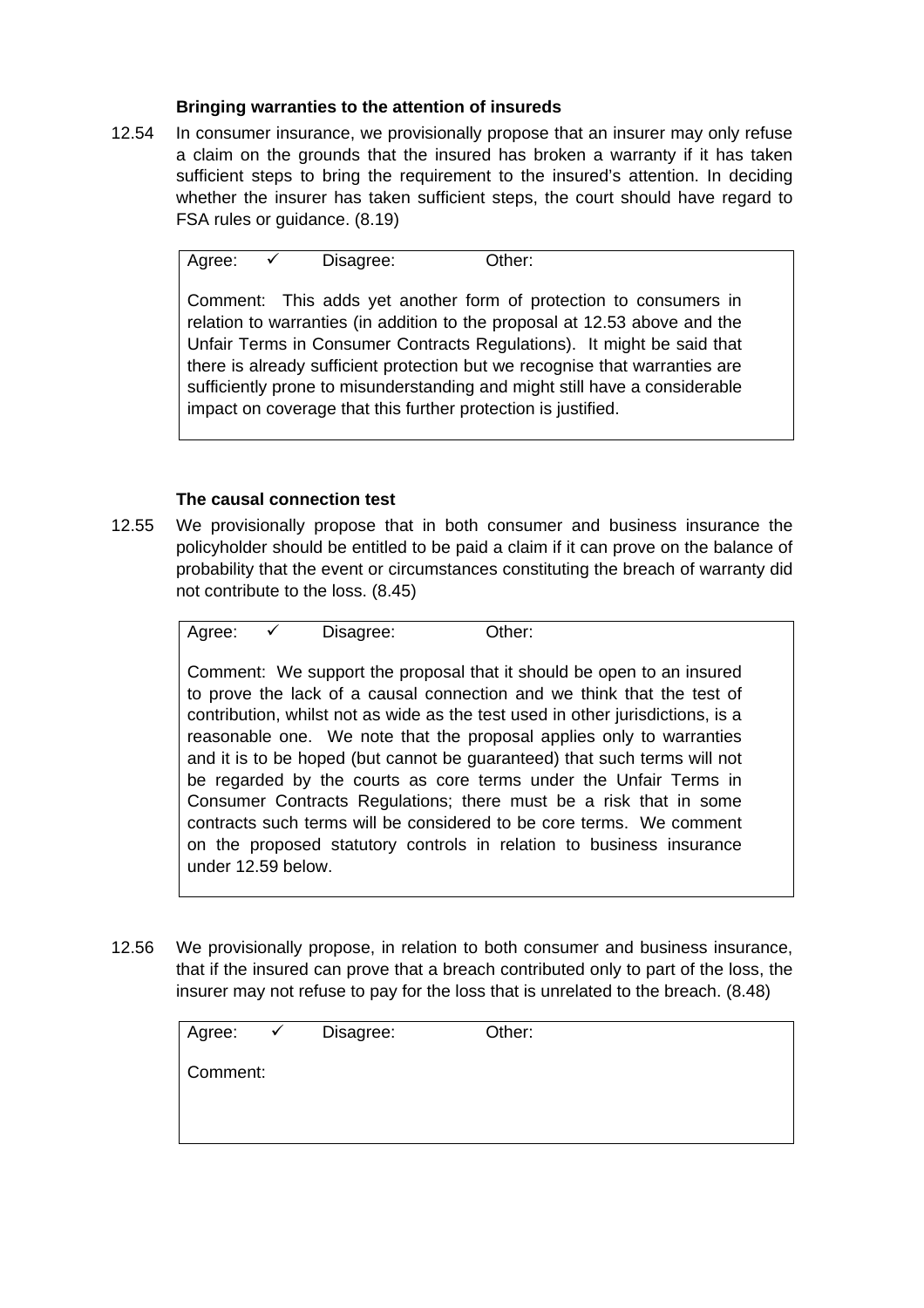### Bringing warranties to the attention of insureds

12.54 In consumer insurance, we provisionally propose that an insurer may only refuse a claim on the grounds that the insured has broken a warranty if it has taken sufficient steps to bring the requirement to the insured's attention. In deciding whether the insurer has taken sufficient steps, the court should have regard to FSA rules or guidance. (8.19)

| Agree: ✓ | Disagree: | Other: |
|---|---|---|

Comment: This adds yet another form of protection to consumers in relation to warranties (in addition to the proposal at 12.53 above and the Unfair Terms in Consumer Contracts Regulations). It might be said that there is already sufficient protection but we recognise that warranties are sufficiently prone to misunderstanding and might still have a considerable impact on coverage that this further protection is justified.

### The causal connection test

12.55 We provisionally propose that in both consumer and business insurance the policyholder should be entitled to be paid a claim if it can prove on the balance of probability that the event or circumstances constituting the breach of warranty did not contribute to the loss. (8.45)

| Agree: ✓ | Disagree: | Other: |
|---|---|---|

Comment: We support the proposal that it should be open to an insured to prove the lack of a causal connection and we think that the test of contribution, whilst not as wide as the test used in other jurisdictions, is a reasonable one. We note that the proposal applies only to warranties and it is to be hoped (but cannot be guaranteed) that such terms will not be regarded by the courts as core terms under the Unfair Terms in Consumer Contracts Regulations; there must be a risk that in some contracts such terms will be considered to be core terms. We comment on the proposed statutory controls in relation to business insurance under 12.59 below.

12.56 We provisionally propose, in relation to both consumer and business insurance, that if the insured can prove that a breach contributed only to part of the loss, the insurer may not refuse to pay for the loss that is unrelated to the breach. (8.48)

| Agree: ✓ | Disagree: | Other: |
|---|---|---|

Comment: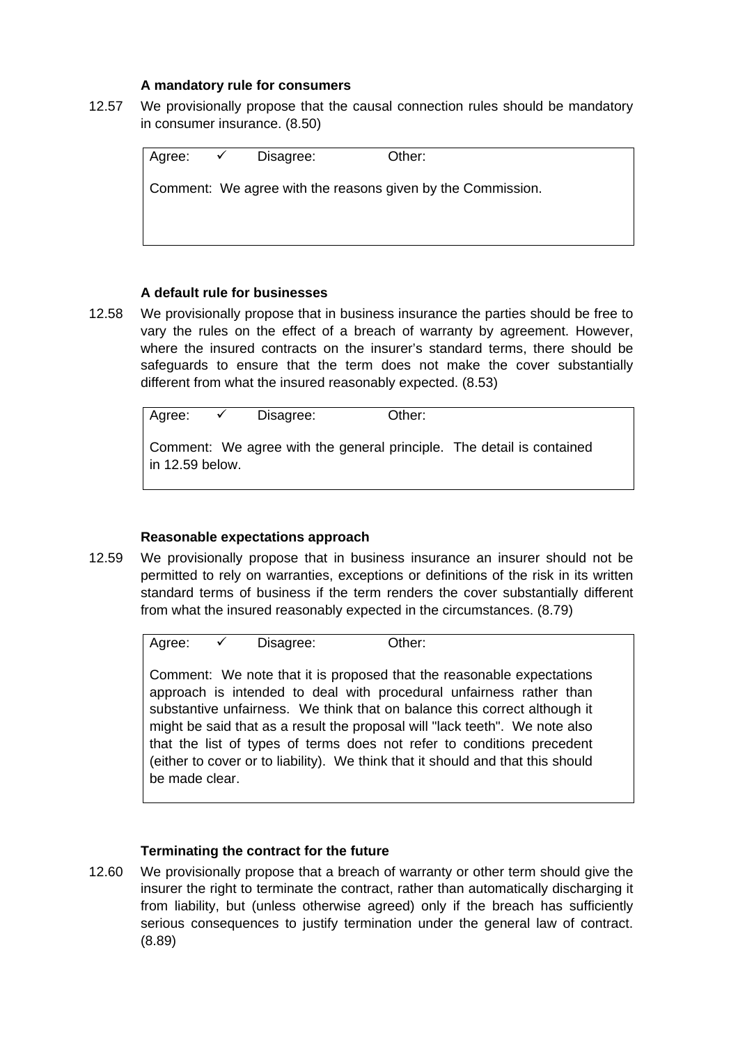### A mandatory rule for consumers

12.57 We provisionally propose that the causal connection rules should be mandatory in consumer insurance. (8.50)

| Agree: ✓ | Disagree: | Other: |
|---|---|---|
| Comment: We agree with the reasons given by the Commission. | | |

### A default rule for businesses

12.58 We provisionally propose that in business insurance the parties should be free to vary the rules on the effect of a breach of warranty by agreement. However, where the insured contracts on the insurer's standard terms, there should be safeguards to ensure that the term does not make the cover substantially different from what the insured reasonably expected. (8.53)

| Agree: ✓ | Disagree: | Other: |
|---|---|---|
| Comment: We agree with the general principle. The detail is contained in 12.59 below. | | |

### Reasonable expectations approach

12.59 We provisionally propose that in business insurance an insurer should not be permitted to rely on warranties, exceptions or definitions of the risk in its written standard terms of business if the term renders the cover substantially different from what the insured reasonably expected in the circumstances. (8.79)

| Agree: ✓ | Disagree: | Other: |
|---|---|---|
| Comment: We note that it is proposed that the reasonable expectations approach is intended to deal with procedural unfairness rather than substantive unfairness. We think that on balance this correct although it might be said that as a result the proposal will "lack teeth". We note also that the list of types of terms does not refer to conditions precedent (either to cover or to liability). We think that it should and that this should be made clear. | | |

### Terminating the contract for the future

12.60 We provisionally propose that a breach of warranty or other term should give the insurer the right to terminate the contract, rather than automatically discharging it from liability, but (unless otherwise agreed) only if the breach has sufficiently serious consequences to justify termination under the general law of contract. (8.89)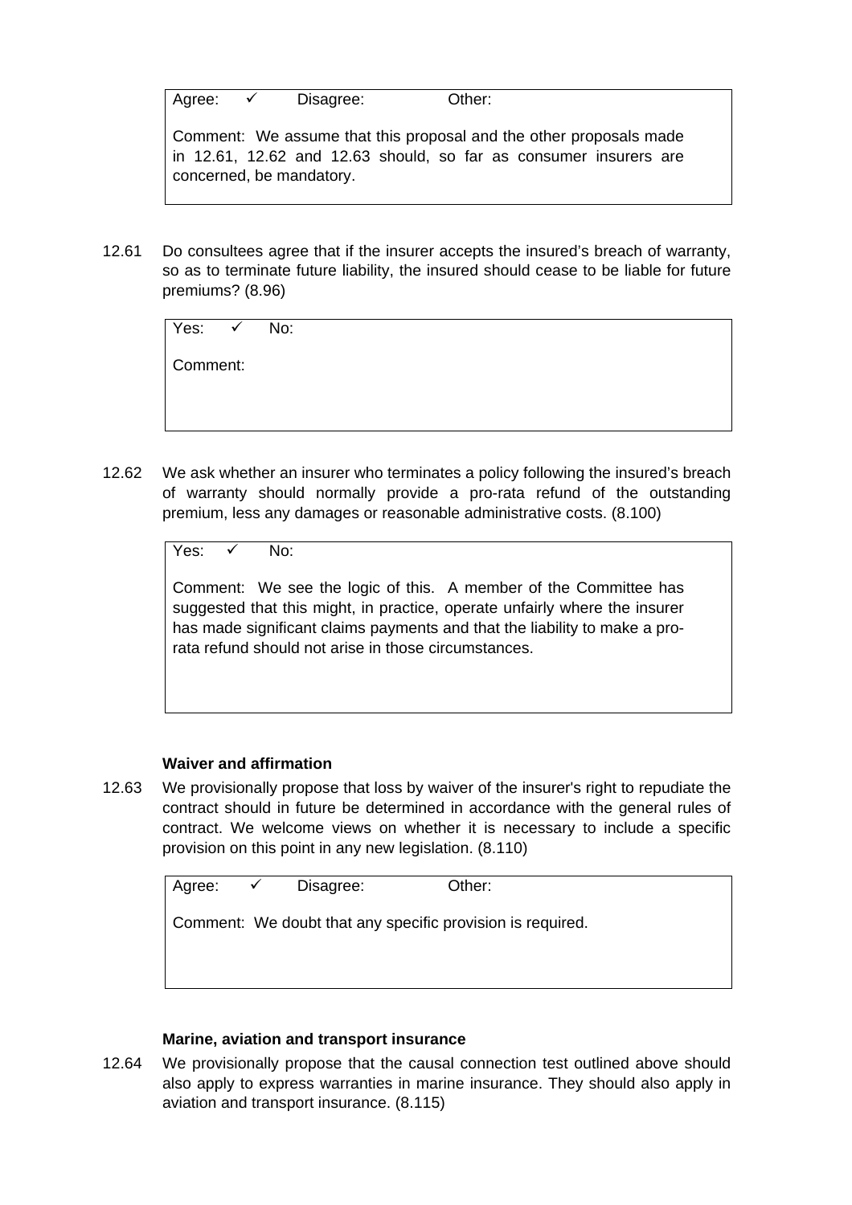| Agree: ✓ | Disagree: | Other: |
|---|---|---|
| Comment: We assume that this proposal and the other proposals made in 12.61, 12.62 and 12.63 should, so far as consumer insurers are concerned, be mandatory. | | |

12.61 Do consultees agree that if the insurer accepts the insured's breach of warranty, so as to terminate future liability, the insured should cease to be liable for future premiums? (8.96)

| Yes: ✓ | No: |
|---|---|
| Comment: | |

12.62 We ask whether an insurer who terminates a policy following the insured's breach of warranty should normally provide a pro-rata refund of the outstanding premium, less any damages or reasonable administrative costs. (8.100)

| Yes: ✓ | No: |
|---|---|
| Comment: We see the logic of this. A member of the Committee has suggested that this might, in practice, operate unfairly where the insurer has made significant claims payments and that the liability to make a pro-rata refund should not arise in those circumstances. | |

**Waiver and affirmation**

12.63 We provisionally propose that loss by waiver of the insurer's right to repudiate the contract should in future be determined in accordance with the general rules of contract. We welcome views on whether it is necessary to include a specific provision on this point in any new legislation. (8.110)

| Agree: ✓ | Disagree: | Other: |
|---|---|---|
| Comment: We doubt that any specific provision is required. | | |

**Marine, aviation and transport insurance**

12.64 We provisionally propose that the causal connection test outlined above should also apply to express warranties in marine insurance. They should also apply in aviation and transport insurance. (8.115)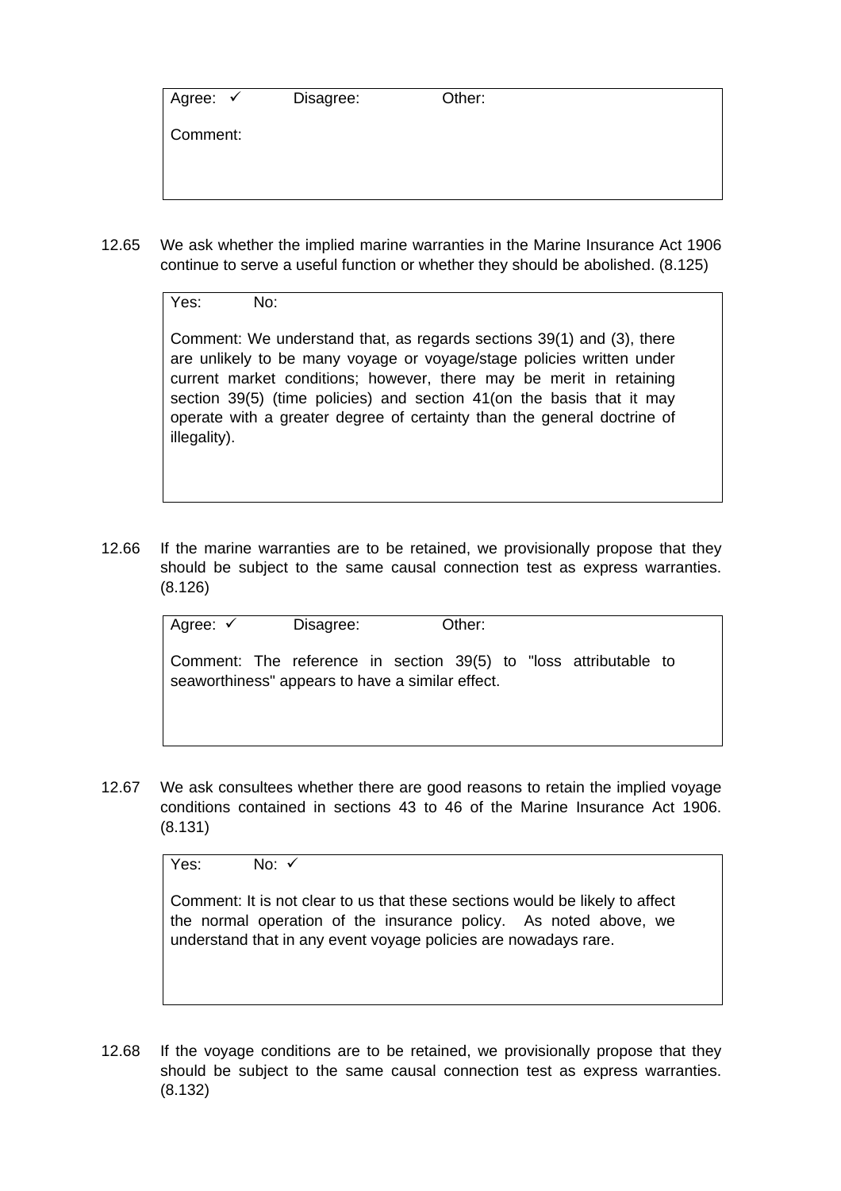| Agree: ✓ | Disagree: | Other: |
|---|---|---|
| Comment: | | |

12.65 We ask whether the implied marine warranties in the Marine Insurance Act 1906 continue to serve a useful function or whether they should be abolished. (8.125)

| Yes: | No: |
|---|---|
| Comment: We understand that, as regards sections 39(1) and (3), there are unlikely to be many voyage or voyage/stage policies written under current market conditions; however, there may be merit in retaining section 39(5) (time policies) and section 41(on the basis that it may operate with a greater degree of certainty than the general doctrine of illegality). | |

12.66 If the marine warranties are to be retained, we provisionally propose that they should be subject to the same causal connection test as express warranties. (8.126)

| Agree: ✓ | Disagree: | Other: |
|---|---|---|
| Comment: The reference in section 39(5) to "loss attributable to seaworthiness" appears to have a similar effect. | | |

12.67 We ask consultees whether there are good reasons to retain the implied voyage conditions contained in sections 43 to 46 of the Marine Insurance Act 1906. (8.131)

| Yes: | No: ✓ |
|---|---|
| Comment: It is not clear to us that these sections would be likely to affect the normal operation of the insurance policy. As noted above, we understand that in any event voyage policies are nowadays rare. | |

12.68 If the voyage conditions are to be retained, we provisionally propose that they should be subject to the same causal connection test as express warranties. (8.132)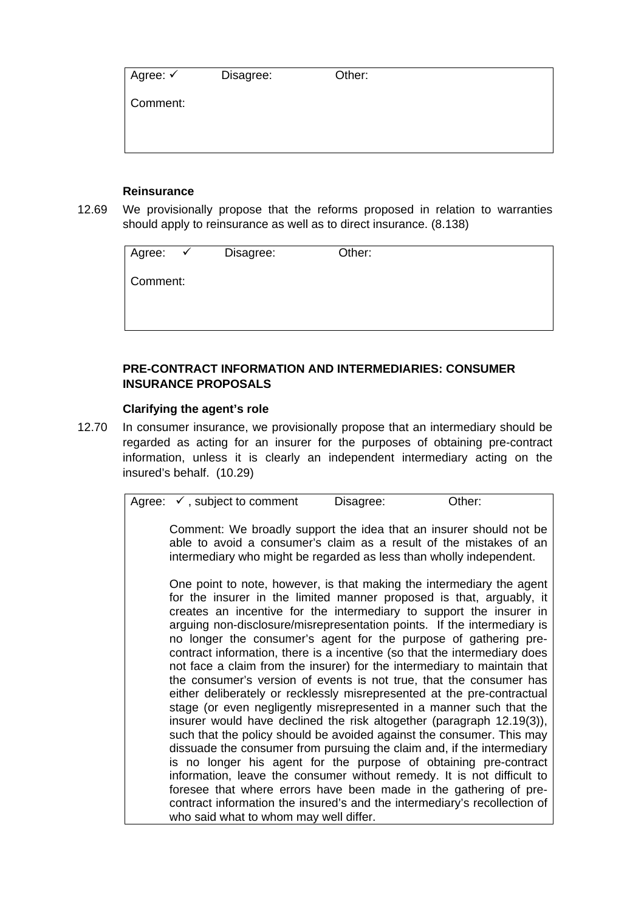| Agree: ✓ | Disagree: | Other: |
|---|---|---|
| Comment: | | |

**Reinsurance**

12.69 We provisionally propose that the reforms proposed in relation to warranties should apply to reinsurance as well as to direct insurance. (8.138)

| Agree: ✓ | Disagree: | Other: |
|---|---|---|
| Comment: | | |

**PRE-CONTRACT INFORMATION AND INTERMEDIARIES: CONSUMER INSURANCE PROPOSALS**

**Clarifying the agent's role**

12.70 In consumer insurance, we provisionally propose that an intermediary should be regarded as acting for an insurer for the purposes of obtaining pre-contract information, unless it is clearly an independent intermediary acting on the insured's behalf. (10.29)

| Agree: ✓ , subject to comment | Disagree: | Other: |
|---|---|---|

Comment: We broadly support the idea that an insurer should not be able to avoid a consumer's claim as a result of the mistakes of an intermediary who might be regarded as less than wholly independent.

One point to note, however, is that making the intermediary the agent for the insurer in the limited manner proposed is that, arguably, it creates an incentive for the intermediary to support the insurer in arguing non-disclosure/misrepresentation points. If the intermediary is no longer the consumer's agent for the purpose of gathering pre-contract information, there is a incentive (so that the intermediary does not face a claim from the insurer) for the intermediary to maintain that the consumer's version of events is not true, that the consumer has either deliberately or recklessly misrepresented at the pre-contractual stage (or even negligently misrepresented in a manner such that the insurer would have declined the risk altogether (paragraph 12.19(3)), such that the policy should be avoided against the consumer. This may dissuade the consumer from pursuing the claim and, if the intermediary is no longer his agent for the purpose of obtaining pre-contract information, leave the consumer without remedy. It is not difficult to foresee that where errors have been made in the gathering of pre-contract information the insured's and the intermediary's recollection of who said what to whom may well differ.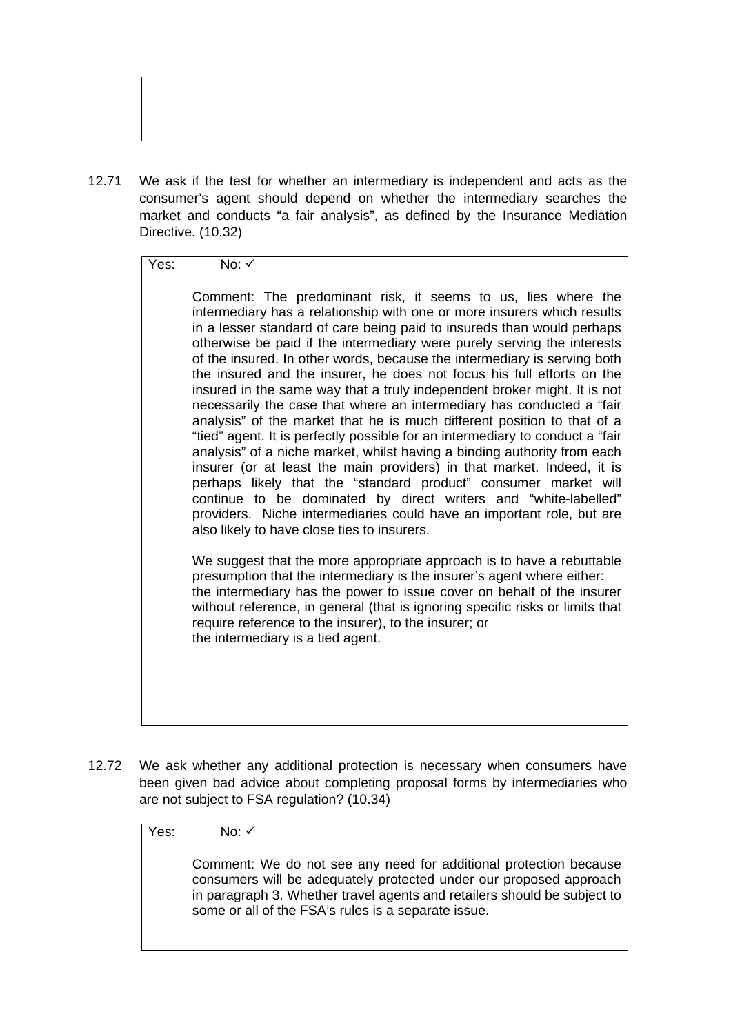12.71 We ask if the test for whether an intermediary is independent and acts as the consumer's agent should depend on whether the intermediary searches the market and conducts "a fair analysis", as defined by the Insurance Mediation Directive. (10.32)

Yes: No: ✓

Comment: The predominant risk, it seems to us, lies where the intermediary has a relationship with one or more insurers which results in a lesser standard of care being paid to insureds than would perhaps otherwise be paid if the intermediary were purely serving the interests of the insured. In other words, because the intermediary is serving both the insured and the insurer, he does not focus his full efforts on the insured in the same way that a truly independent broker might. It is not necessarily the case that where an intermediary has conducted a "fair analysis" of the market that he is much different position to that of a "tied" agent. It is perfectly possible for an intermediary to conduct a "fair analysis" of a niche market, whilst having a binding authority from each insurer (or at least the main providers) in that market. Indeed, it is perhaps likely that the "standard product" consumer market will continue to be dominated by direct writers and "white-labelled" providers. Niche intermediaries could have an important role, but are also likely to have close ties to insurers.

We suggest that the more appropriate approach is to have a rebuttable presumption that the intermediary is the insurer's agent where either:
the intermediary has the power to issue cover on behalf of the insurer without reference, in general (that is ignoring specific risks or limits that require reference to the insurer), to the insurer; or
the intermediary is a tied agent.

12.72 We ask whether any additional protection is necessary when consumers have been given bad advice about completing proposal forms by intermediaries who are not subject to FSA regulation? (10.34)

Yes: No: ✓

Comment: We do not see any need for additional protection because consumers will be adequately protected under our proposed approach in paragraph 3. Whether travel agents and retailers should be subject to some or all of the FSA's rules is a separate issue.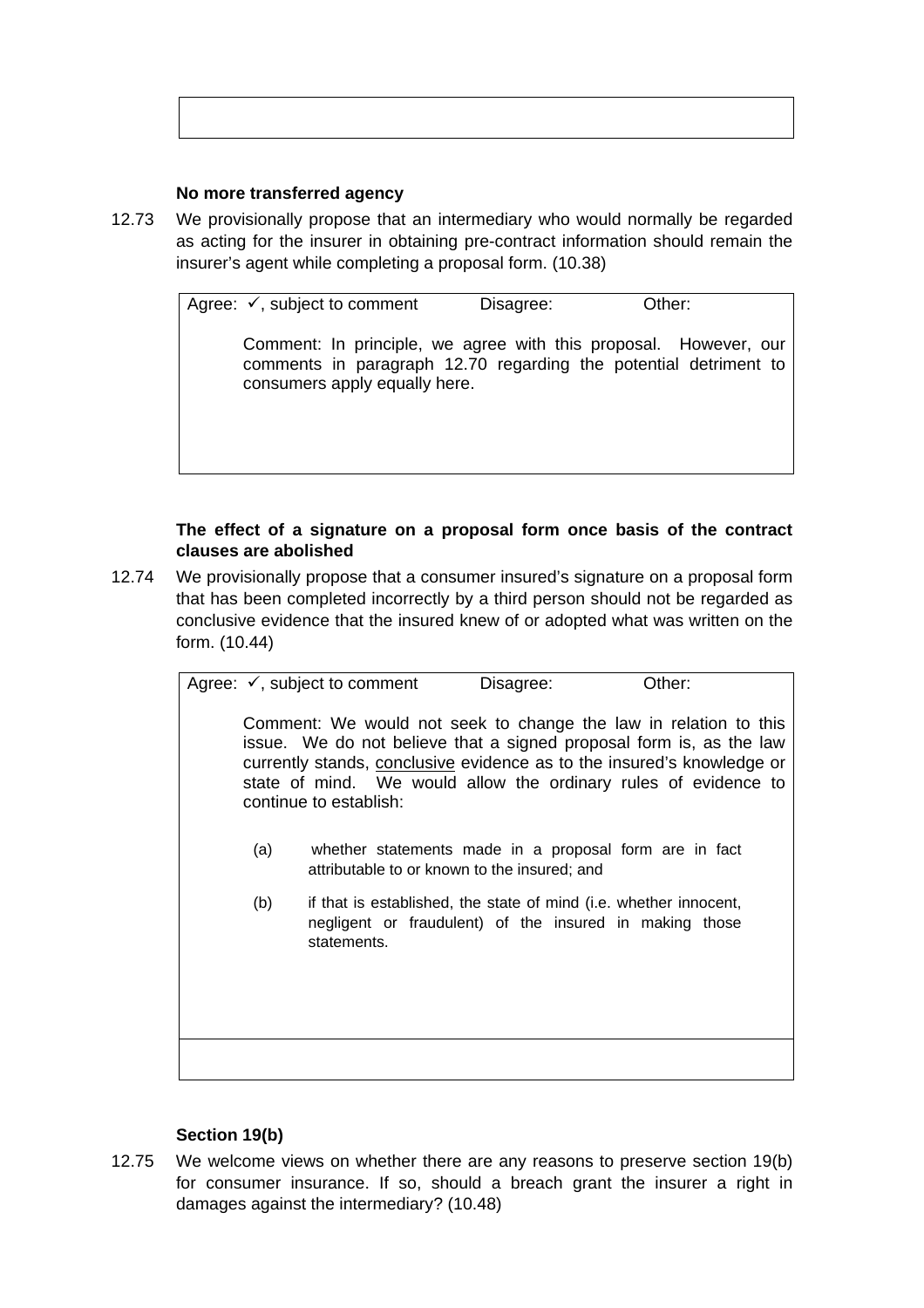**No more transferred agency**

12.73 We provisionally propose that an intermediary who would normally be regarded as acting for the insurer in obtaining pre-contract information should remain the insurer's agent while completing a proposal form. (10.38)

| Agree: ✓, subject to comment | Disagree: | Other: |
|---|---|---|
| Comment: In principle, we agree with this proposal. However, our comments in paragraph 12.70 regarding the potential detriment to consumers apply equally here. | | |

**The effect of a signature on a proposal form once basis of the contract clauses are abolished**

12.74 We provisionally propose that a consumer insured's signature on a proposal form that has been completed incorrectly by a third person should not be regarded as conclusive evidence that the insured knew of or adopted what was written on the form. (10.44)

| Agree: ✓, subject to comment | Disagree: | Other: |
|---|---|---|
| Comment: We would not seek to change the law in relation to this issue. We do not believe that a signed proposal form is, as the law currently stands, <u>conclusive</u> evidence as to the insured's knowledge or state of mind. We would allow the ordinary rules of evidence to continue to establish:<br><br>(a) whether statements made in a proposal form are in fact attributable to or known to the insured; and<br><br>(b) if that is established, the state of mind (i.e. whether innocent, negligent or fraudulent) of the insured in making those statements. | | |

**Section 19(b)**

12.75 We welcome views on whether there are any reasons to preserve section 19(b) for consumer insurance. If so, should a breach grant the insurer a right in damages against the intermediary? (10.48)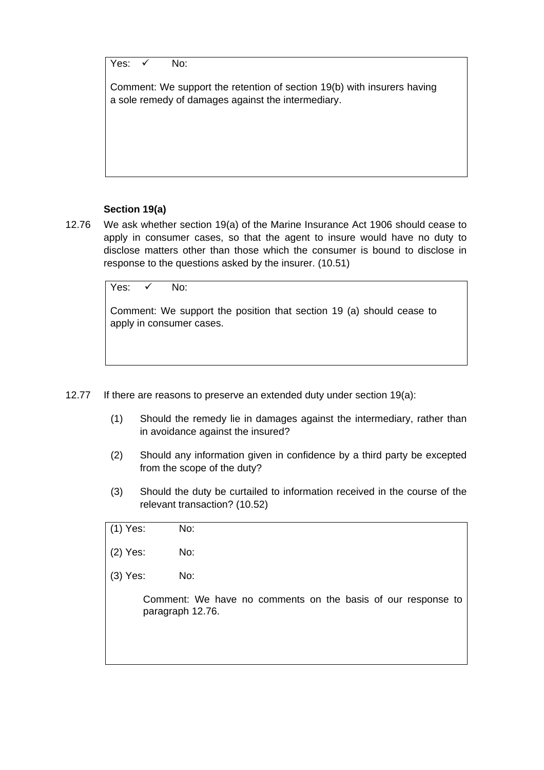Yes: ✓ No:

Comment: We support the retention of section 19(b) with insurers having a sole remedy of damages against the intermediary.

**Section 19(a)**

12.76 We ask whether section 19(a) of the Marine Insurance Act 1906 should cease to apply in consumer cases, so that the agent to insure would have no duty to disclose matters other than those which the consumer is bound to disclose in response to the questions asked by the insurer. (10.51)

Yes: ✓ No:

Comment: We support the position that section 19 (a) should cease to apply in consumer cases.

12.77 If there are reasons to preserve an extended duty under section 19(a):

(1) Should the remedy lie in damages against the intermediary, rather than in avoidance against the insured?

(2) Should any information given in confidence by a third party be excepted from the scope of the duty?

(3) Should the duty be curtailed to information received in the course of the relevant transaction? (10.52)

(1) Yes: No:

(2) Yes: No:

(3) Yes: No:

Comment: We have no comments on the basis of our response to paragraph 12.76.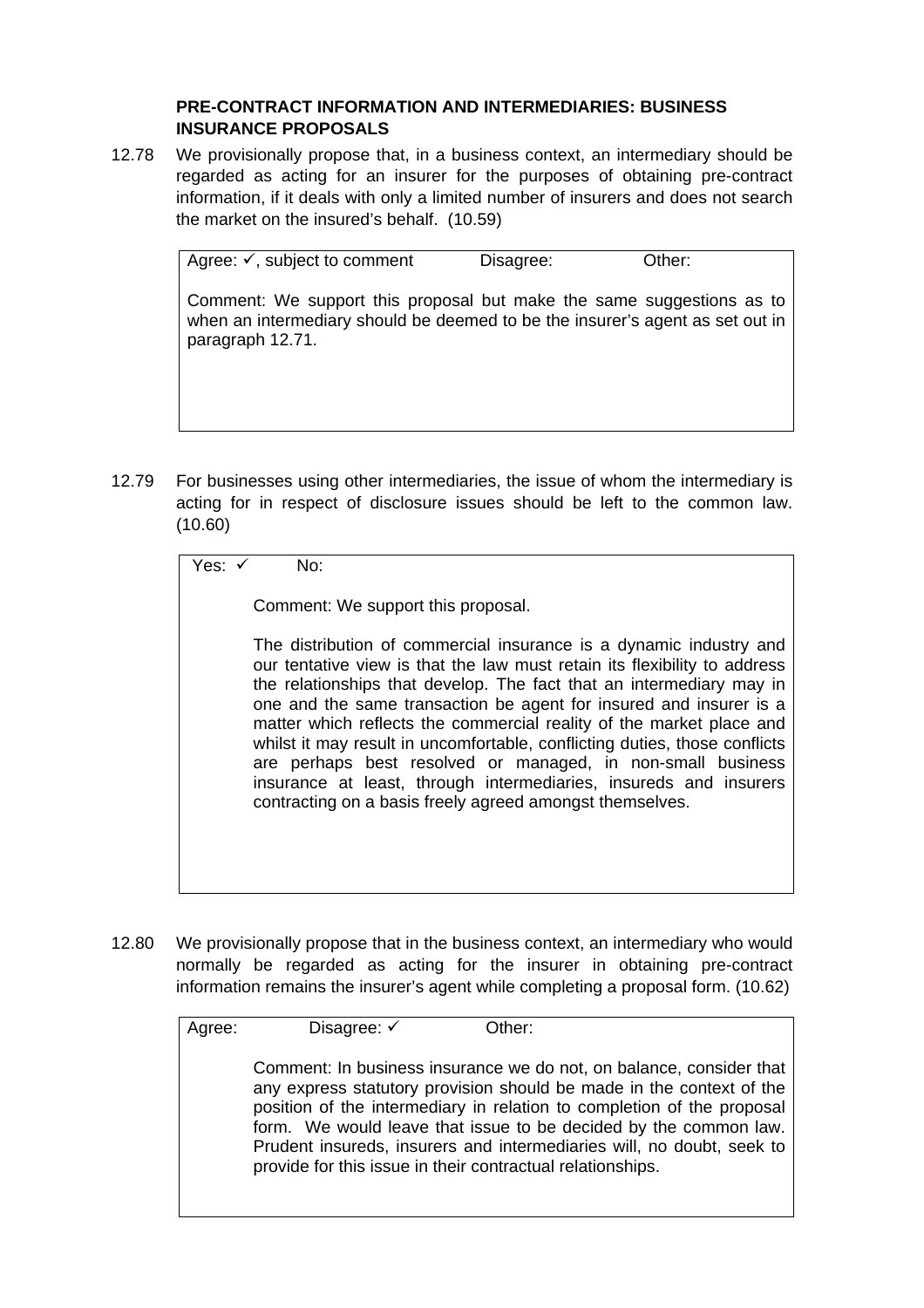### PRE-CONTRACT INFORMATION AND INTERMEDIARIES: BUSINESS INSURANCE PROPOSALS

12.78 We provisionally propose that, in a business context, an intermediary should be regarded as acting for an insurer for the purposes of obtaining pre-contract information, if it deals with only a limited number of insurers and does not search the market on the insured's behalf. (10.59)

> Agree: ✓, subject to comment    Disagree:    Other:
>
> Comment: We support this proposal but make the same suggestions as to when an intermediary should be deemed to be the insurer's agent as set out in paragraph 12.71.

12.79 For businesses using other intermediaries, the issue of whom the intermediary is acting for in respect of disclosure issues should be left to the common law. (10.60)

> Yes: ✓    No:
>
> Comment: We support this proposal.
>
> The distribution of commercial insurance is a dynamic industry and our tentative view is that the law must retain its flexibility to address the relationships that develop. The fact that an intermediary may in one and the same transaction be agent for insured and insurer is a matter which reflects the commercial reality of the market place and whilst it may result in uncomfortable, conflicting duties, those conflicts are perhaps best resolved or managed, in non-small business insurance at least, through intermediaries, insureds and insurers contracting on a basis freely agreed amongst themselves.

12.80 We provisionally propose that in the business context, an intermediary who would normally be regarded as acting for the insurer in obtaining pre-contract information remains the insurer's agent while completing a proposal form. (10.62)

> Agree:    Disagree: ✓    Other:
>
> Comment: In business insurance we do not, on balance, consider that any express statutory provision should be made in the context of the position of the intermediary in relation to completion of the proposal form. We would leave that issue to be decided by the common law. Prudent insureds, insurers and intermediaries will, no doubt, seek to provide for this issue in their contractual relationships.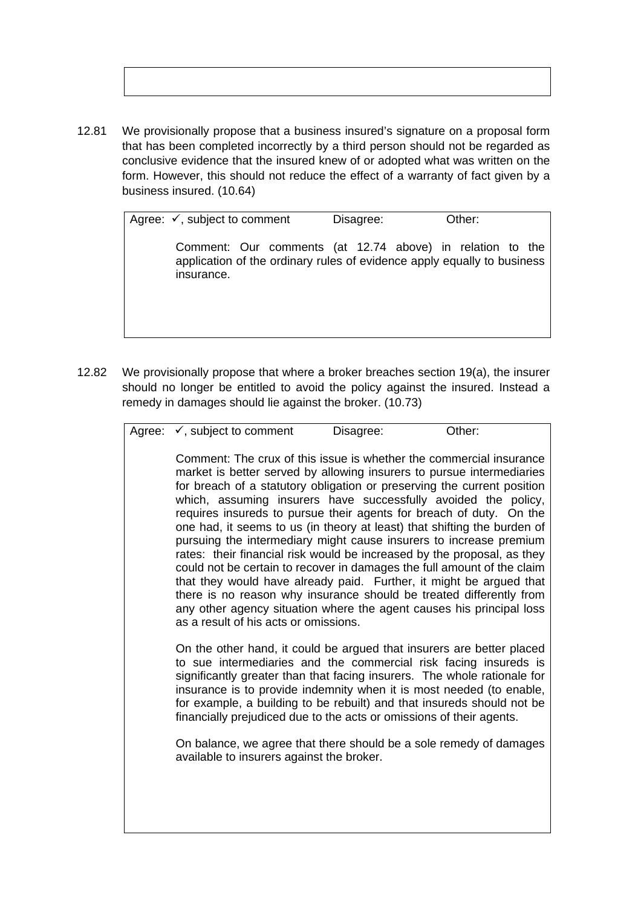12.81 We provisionally propose that a business insured's signature on a proposal form that has been completed incorrectly by a third person should not be regarded as conclusive evidence that the insured knew of or adopted what was written on the form. However, this should not reduce the effect of a warranty of fact given by a business insured. (10.64)

Agree: ✓, subject to comment | Disagree: | Other:

Comment: Our comments (at 12.74 above) in relation to the application of the ordinary rules of evidence apply equally to business insurance.

12.82 We provisionally propose that where a broker breaches section 19(a), the insurer should no longer be entitled to avoid the policy against the insured. Instead a remedy in damages should lie against the broker. (10.73)

Agree: ✓, subject to comment | Disagree: | Other:

Comment: The crux of this issue is whether the commercial insurance market is better served by allowing insurers to pursue intermediaries for breach of a statutory obligation or preserving the current position which, assuming insurers have successfully avoided the policy, requires insureds to pursue their agents for breach of duty. On the one had, it seems to us (in theory at least) that shifting the burden of pursuing the intermediary might cause insurers to increase premium rates: their financial risk would be increased by the proposal, as they could not be certain to recover in damages the full amount of the claim that they would have already paid. Further, it might be argued that there is no reason why insurance should be treated differently from any other agency situation where the agent causes his principal loss as a result of his acts or omissions.

On the other hand, it could be argued that insurers are better placed to sue intermediaries and the commercial risk facing insureds is significantly greater than that facing insurers. The whole rationale for insurance is to provide indemnity when it is most needed (to enable, for example, a building to be rebuilt) and that insureds should not be financially prejudiced due to the acts or omissions of their agents.

On balance, we agree that there should be a sole remedy of damages available to insurers against the broker.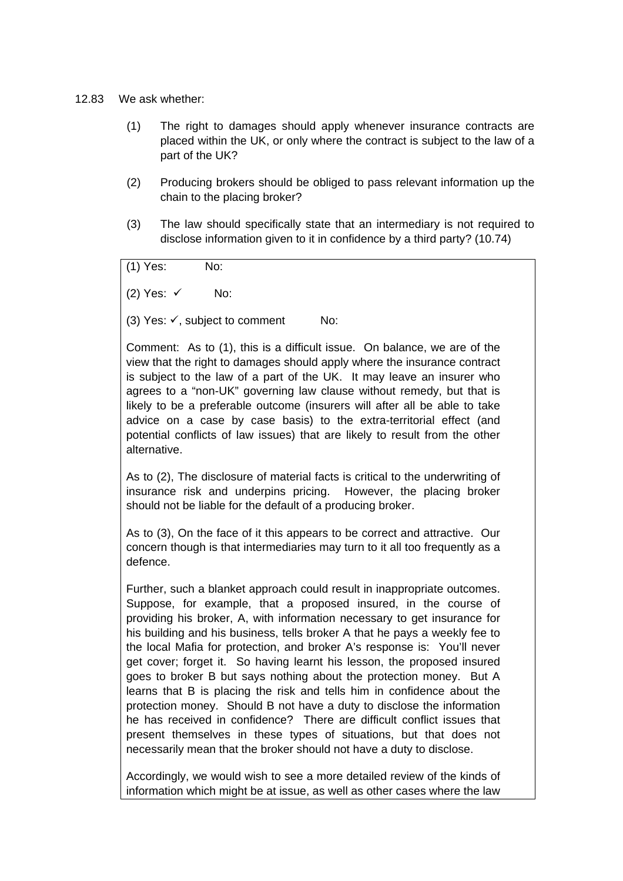12.83 We ask whether:

(1) The right to damages should apply whenever insurance contracts are placed within the UK, or only where the contract is subject to the law of a part of the UK?

(2) Producing brokers should be obliged to pass relevant information up the chain to the placing broker?

(3) The law should specifically state that an intermediary is not required to disclose information given to it in confidence by a third party? (10.74)

(1) Yes: No:

(2) Yes: ✓ No:

(3) Yes: ✓, subject to comment No:

Comment: As to (1), this is a difficult issue. On balance, we are of the view that the right to damages should apply where the insurance contract is subject to the law of a part of the UK. It may leave an insurer who agrees to a "non-UK" governing law clause without remedy, but that is likely to be a preferable outcome (insurers will after all be able to take advice on a case by case basis) to the extra-territorial effect (and potential conflicts of law issues) that are likely to result from the other alternative.

As to (2), The disclosure of material facts is critical to the underwriting of insurance risk and underpins pricing. However, the placing broker should not be liable for the default of a producing broker.

As to (3), On the face of it this appears to be correct and attractive. Our concern though is that intermediaries may turn to it all too frequently as a defence.

Further, such a blanket approach could result in inappropriate outcomes. Suppose, for example, that a proposed insured, in the course of providing his broker, A, with information necessary to get insurance for his building and his business, tells broker A that he pays a weekly fee to the local Mafia for protection, and broker A's response is: You'll never get cover; forget it. So having learnt his lesson, the proposed insured goes to broker B but says nothing about the protection money. But A learns that B is placing the risk and tells him in confidence about the protection money. Should B not have a duty to disclose the information he has received in confidence? There are difficult conflict issues that present themselves in these types of situations, but that does not necessarily mean that the broker should not have a duty to disclose.

Accordingly, we would wish to see a more detailed review of the kinds of information which might be at issue, as well as other cases where the law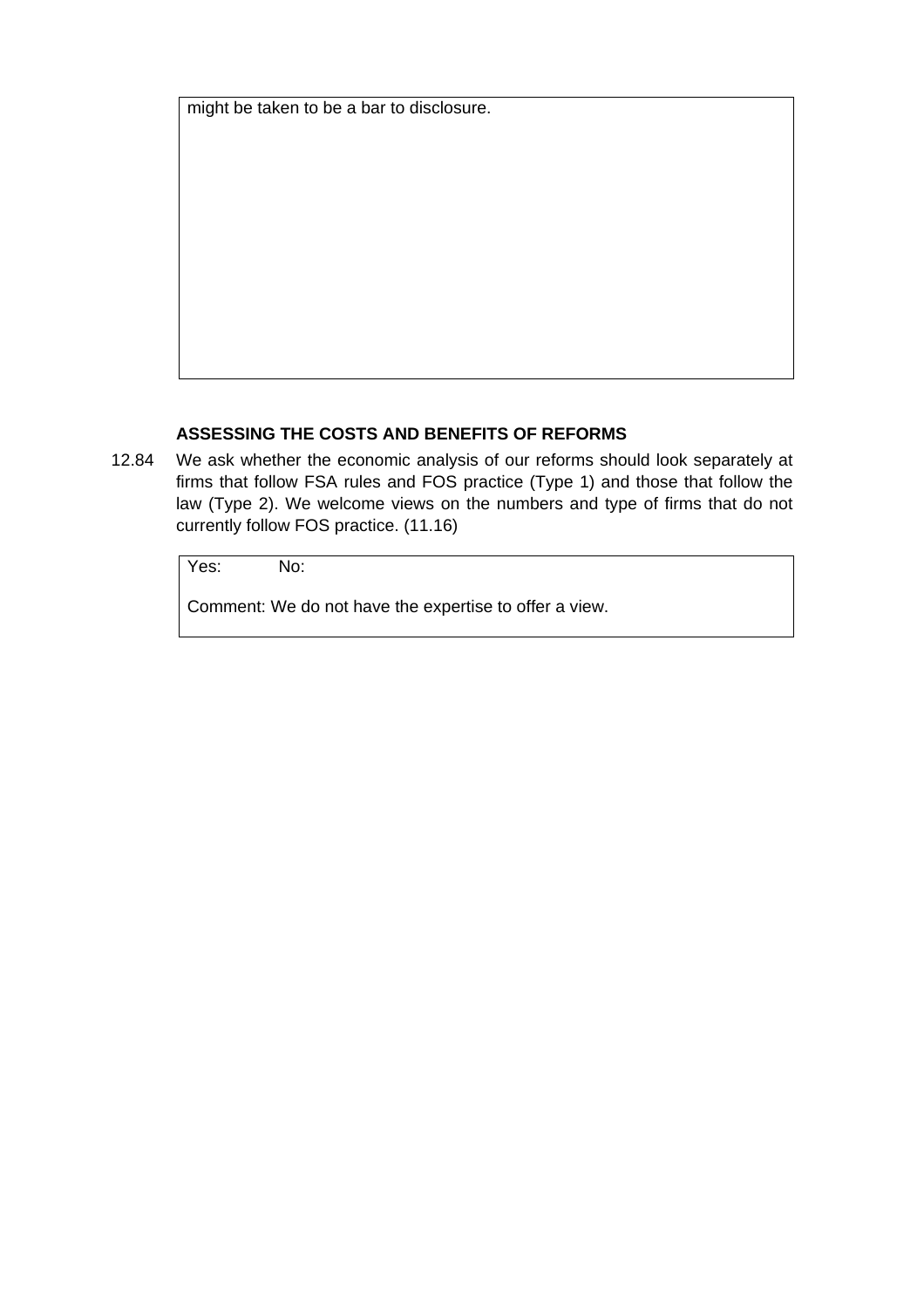might be taken to be a bar to disclosure.

**ASSESSING THE COSTS AND BENEFITS OF REFORMS**

12.84 We ask whether the economic analysis of our reforms should look separately at firms that follow FSA rules and FOS practice (Type 1) and those that follow the law (Type 2). We welcome views on the numbers and type of firms that do not currently follow FOS practice. (11.16)

Yes: No:

Comment: We do not have the expertise to offer a view.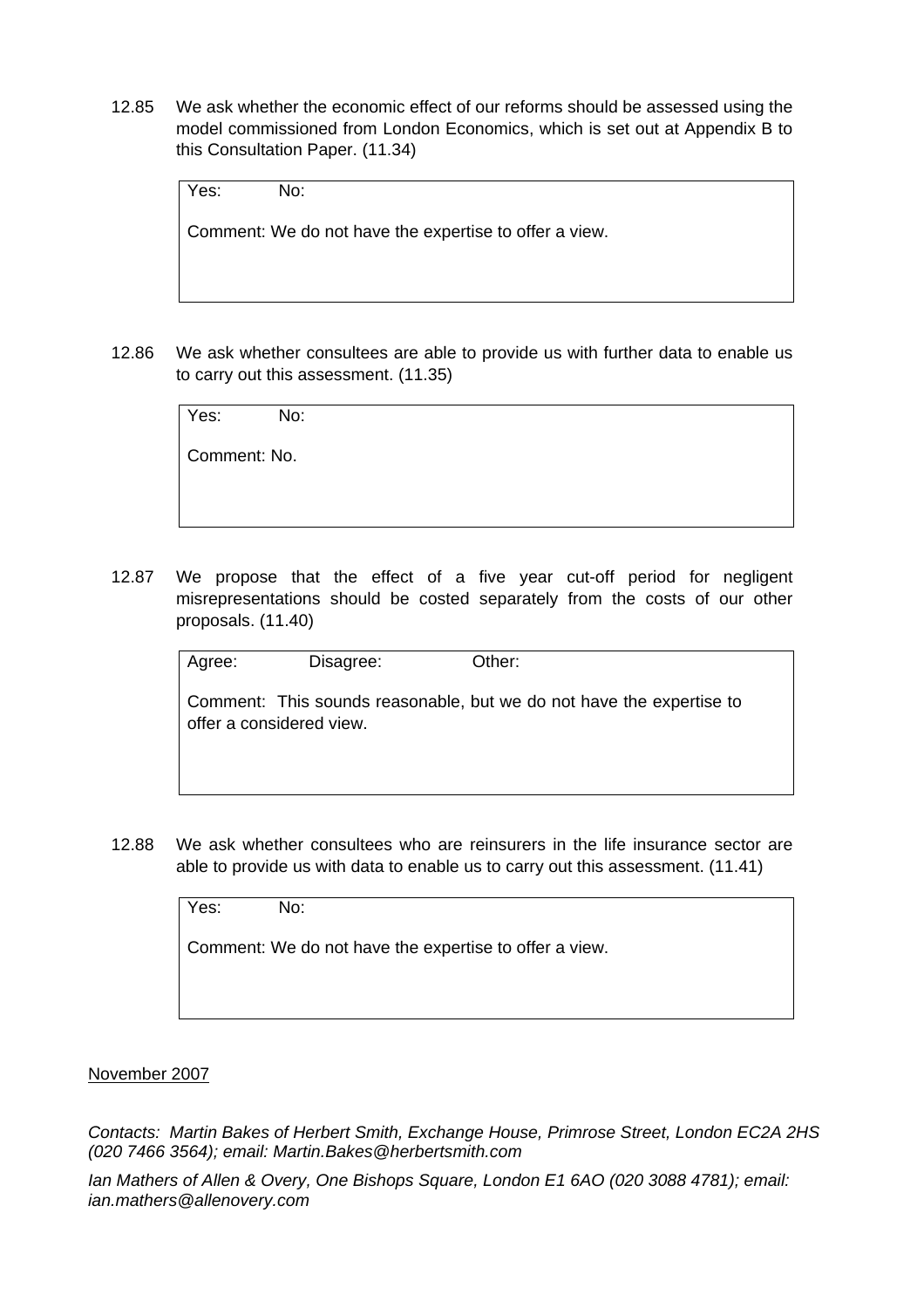12.85 We ask whether the economic effect of our reforms should be assessed using the model commissioned from London Economics, which is set out at Appendix B to this Consultation Paper. (11.34)

| | |
|---|---|
| Yes: | No: |
| Comment: We do not have the expertise to offer a view. | |

12.86 We ask whether consultees are able to provide us with further data to enable us to carry out this assessment. (11.35)

| | |
|---|---|
| Yes: | No: |
| Comment: No. | |

12.87 We propose that the effect of a five year cut-off period for negligent misrepresentations should be costed separately from the costs of our other proposals. (11.40)

| | | |
|---|---|---|
| Agree: | Disagree: | Other: |
| Comment: This sounds reasonable, but we do not have the expertise to offer a considered view. | | |

12.88 We ask whether consultees who are reinsurers in the life insurance sector are able to provide us with data to enable us to carry out this assessment. (11.41)

| | |
|---|---|
| Yes: | No: |
| Comment: We do not have the expertise to offer a view. | |

November 2007

*Contacts: Martin Bakes of Herbert Smith, Exchange House, Primrose Street, London EC2A 2HS (020 7466 3564); email: Martin.Bakes@herbertsmith.com*

*Ian Mathers of Allen & Overy, One Bishops Square, London E1 6AO (020 3088 4781); email: ian.mathers@allenovery.com*